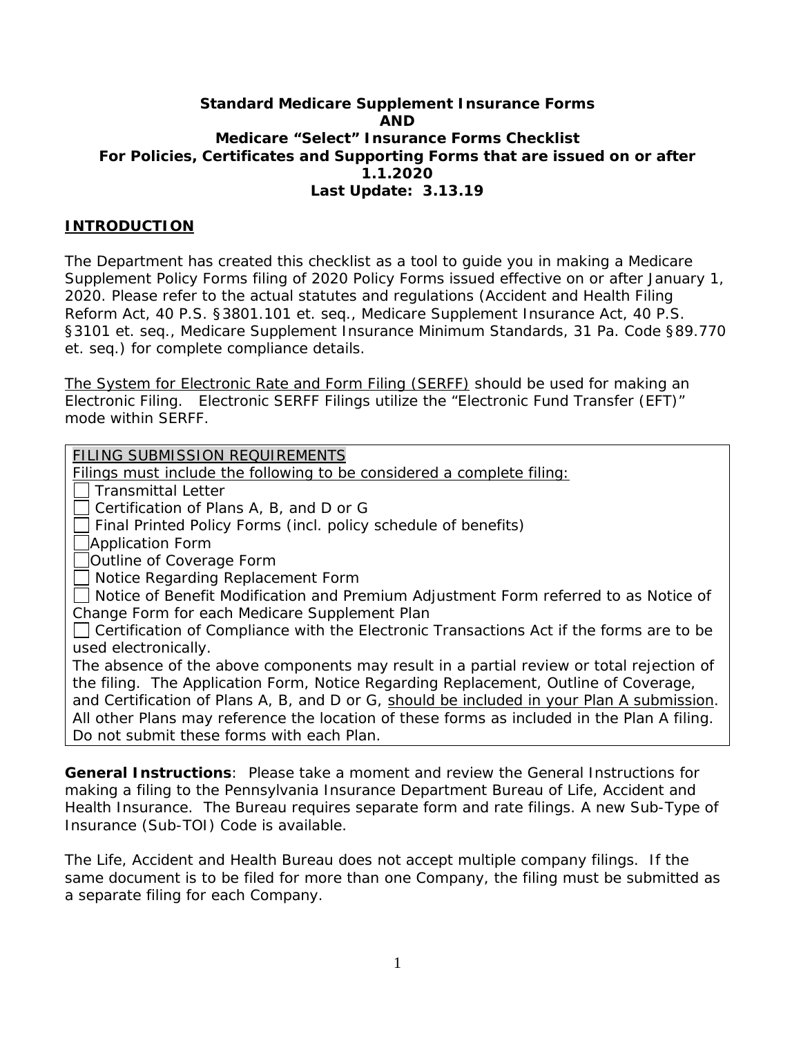**Standard Medicare Supplement Insurance Forms**
**AND**
**Medicare "Select" Insurance Forms Checklist**
**For Policies, Certificates and Supporting Forms that are issued on or after 1.1.2020**
**Last Update: 3.13.19**

## INTRODUCTION

The Department has created this checklist as a tool to guide you in making a Medicare Supplement Policy Forms filing of 2020 Policy Forms issued effective on or after January 1, 2020. Please refer to the actual statutes and regulations (Accident and Health Filing Reform Act, 40 P.S. §3801.101 et. seq., Medicare Supplement Insurance Act, 40 P.S. §3101 et. seq., Medicare Supplement Insurance Minimum Standards, 31 Pa. Code §89.770 et. seq.) for complete compliance details.

The System for Electronic Rate and Form Filing (SERFF) should be used for making an Electronic Filing. Electronic SERFF Filings utilize the "Electronic Fund Transfer (EFT)" mode within SERFF.

FILING SUBMISSION REQUIREMENTS

Filings must include the following to be considered a complete filing:

- [ ] Transmittal Letter
- [ ] Certification of Plans A, B, and D or G
- [ ] Final Printed Policy Forms (incl. policy schedule of benefits)
- [ ] Application Form
- [ ] Outline of Coverage Form
- [ ] Notice Regarding Replacement Form
- [ ] Notice of Benefit Modification and Premium Adjustment Form referred to as Notice of Change Form for each Medicare Supplement Plan
- [ ] Certification of Compliance with the Electronic Transactions Act if the forms are to be used electronically.

The absence of the above components may result in a partial review or total rejection of the filing. The Application Form, Notice Regarding Replacement, Outline of Coverage, and Certification of Plans A, B, and D or G, should be included in your Plan A submission. All other Plans may reference the location of these forms as included in the Plan A filing. Do not submit these forms with each Plan.

**General Instructions**: Please take a moment and review the General Instructions for making a filing to the Pennsylvania Insurance Department Bureau of Life, Accident and Health Insurance. The Bureau requires separate form and rate filings. A new Sub-Type of Insurance (Sub-TOI) Code is available.

The Life, Accident and Health Bureau does not accept multiple company filings. If the same document is to be filed for more than one Company, the filing must be submitted as a separate filing for each Company.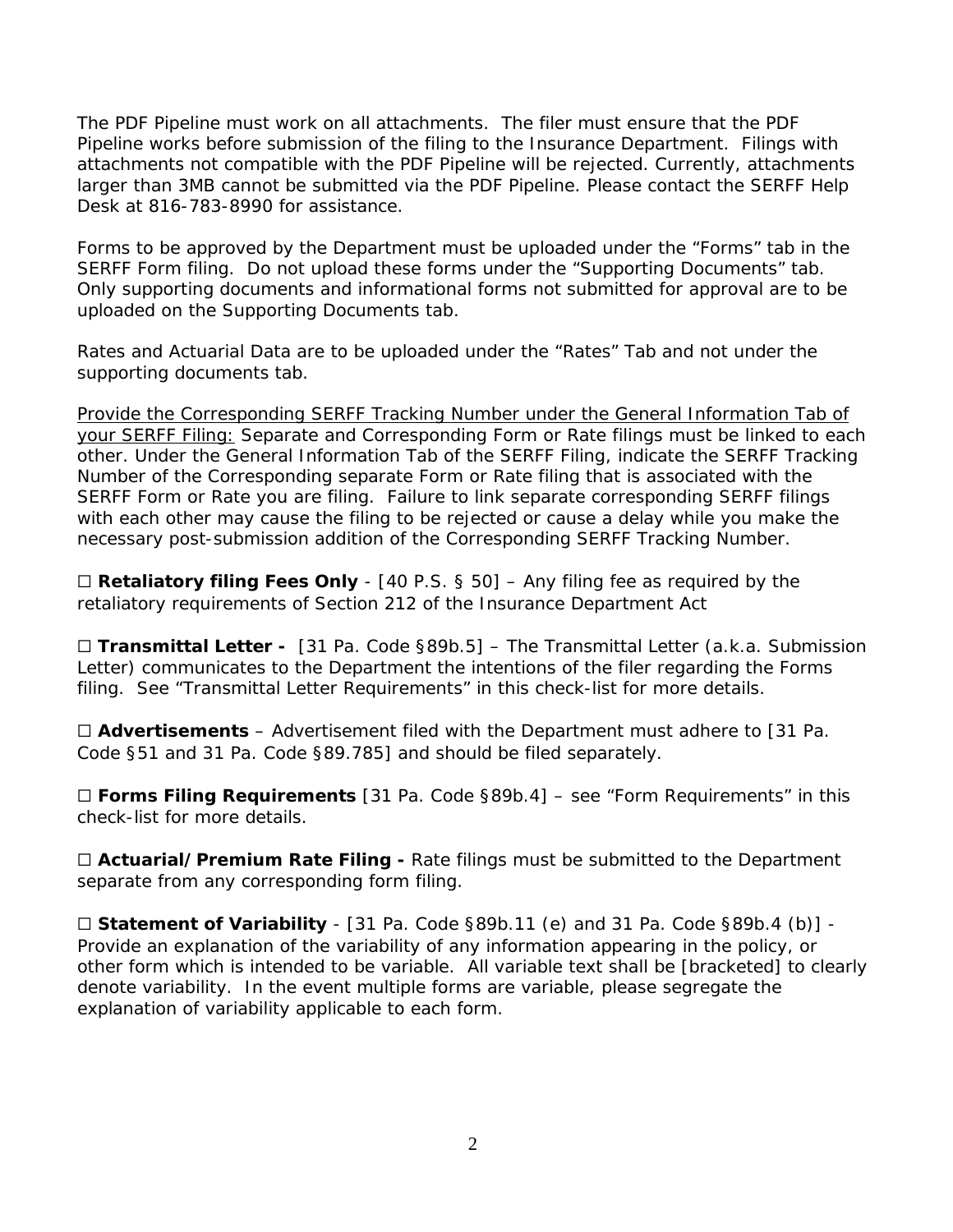The PDF Pipeline must work on all attachments. The filer must ensure that the PDF Pipeline works before submission of the filing to the Insurance Department. Filings with attachments not compatible with the PDF Pipeline will be rejected. Currently, attachments larger than 3MB cannot be submitted via the PDF Pipeline. Please contact the SERFF Help Desk at 816-783-8990 for assistance.

Forms to be approved by the Department must be uploaded under the "Forms" tab in the SERFF Form filing. Do not upload these forms under the "Supporting Documents" tab. Only supporting documents and informational forms not submitted for approval are to be uploaded on the Supporting Documents tab.

Rates and Actuarial Data are to be uploaded under the "Rates" Tab and not under the supporting documents tab.

<u>Provide the Corresponding SERFF Tracking Number under the General Information Tab of your SERFF Filing:</u> Separate and Corresponding Form or Rate filings must be linked to each other. Under the General Information Tab of the SERFF Filing, indicate the SERFF Tracking Number of the Corresponding separate Form or Rate filing that is associated with the SERFF Form or Rate you are filing. Failure to link separate corresponding SERFF filings with each other may cause the filing to be rejected or cause a delay while you make the necessary post-submission addition of the Corresponding SERFF Tracking Number.

☐ **Retaliatory filing Fees Only** - [40 P.S. § 50] – Any filing fee as required by the retaliatory requirements of Section 212 of the Insurance Department Act

☐ **Transmittal Letter -** [31 Pa. Code §89b.5] – The Transmittal Letter (a.k.a. Submission Letter) communicates to the Department the intentions of the filer regarding the Forms filing. See "Transmittal Letter Requirements" in this check-list for more details.

☐ **Advertisements** – Advertisement filed with the Department must adhere to [31 Pa. Code §51 and 31 Pa. Code §89.785] and should be filed separately.

☐ **Forms Filing Requirements** [31 Pa. Code §89b.4] – see "Form Requirements" in this check-list for more details.

☐ **Actuarial/Premium Rate Filing -** Rate filings must be submitted to the Department separate from any corresponding form filing.

☐ **Statement of Variability** - [31 Pa. Code §89b.11 (e) and 31 Pa. Code §89b.4 (b)] - Provide an explanation of the variability of any information appearing in the policy, or other form which is intended to be variable. All variable text shall be [bracketed] to clearly denote variability. In the event multiple forms are variable, please segregate the explanation of variability applicable to each form.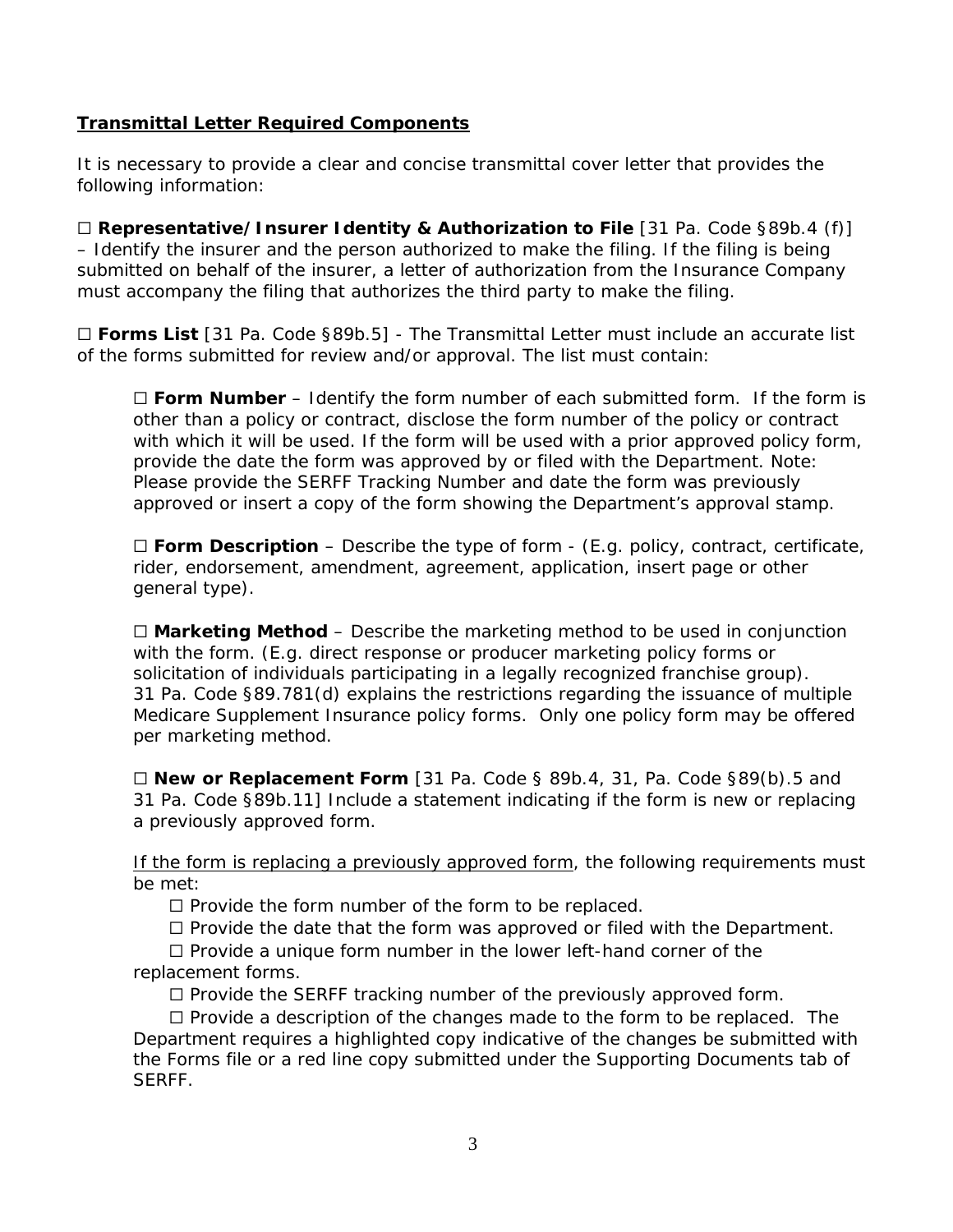**<u>Transmittal Letter Required Components</u>**

It is necessary to provide a clear and concise transmittal cover letter that provides the following information:

☐ **Representative/Insurer Identity & Authorization to File** [31 Pa. Code §89b.4 (f)] – Identify the insurer and the person authorized to make the filing. If the filing is being submitted on behalf of the insurer, a letter of authorization from the Insurance Company must accompany the filing that authorizes the third party to make the filing.

☐ **Forms List** [31 Pa. Code §89b.5] - The Transmittal Letter must include an accurate list of the forms submitted for review and/or approval. The list must contain:

> ☐ **Form Number** – Identify the form number of each submitted form. If the form is other than a policy or contract, disclose the form number of the policy or contract with which it will be used. If the form will be used with a prior approved policy form, provide the date the form was approved by or filed with the Department. Note: Please provide the SERFF Tracking Number and date the form was previously approved or insert a copy of the form showing the Department's approval stamp.
>
> ☐ **Form Description** – Describe the type of form - (E.g. policy, contract, certificate, rider, endorsement, amendment, agreement, application, insert page or other general type).
>
> ☐ **Marketing Method** – Describe the marketing method to be used in conjunction with the form. (E.g. direct response or producer marketing policy forms or solicitation of individuals participating in a legally recognized franchise group). 31 Pa. Code §89.781(d) explains the restrictions regarding the issuance of multiple Medicare Supplement Insurance policy forms. Only one policy form may be offered per marketing method.
>
> ☐ **New or Replacement Form** [31 Pa. Code § 89b.4, 31, Pa. Code §89(b).5 and 31 Pa. Code §89b.11] Include a statement indicating if the form is new or replacing a previously approved form.
>
> <u>If the form is replacing a previously approved form</u>, the following requirements must be met:
>
> ☐ Provide the form number of the form to be replaced.
>
> ☐ Provide the date that the form was approved or filed with the Department.
>
> ☐ Provide a unique form number in the lower left-hand corner of the replacement forms.
>
> ☐ Provide the SERFF tracking number of the previously approved form.
>
> ☐ Provide a description of the changes made to the form to be replaced. The Department requires a highlighted copy indicative of the changes be submitted with the Forms file or a red line copy submitted under the Supporting Documents tab of SERFF.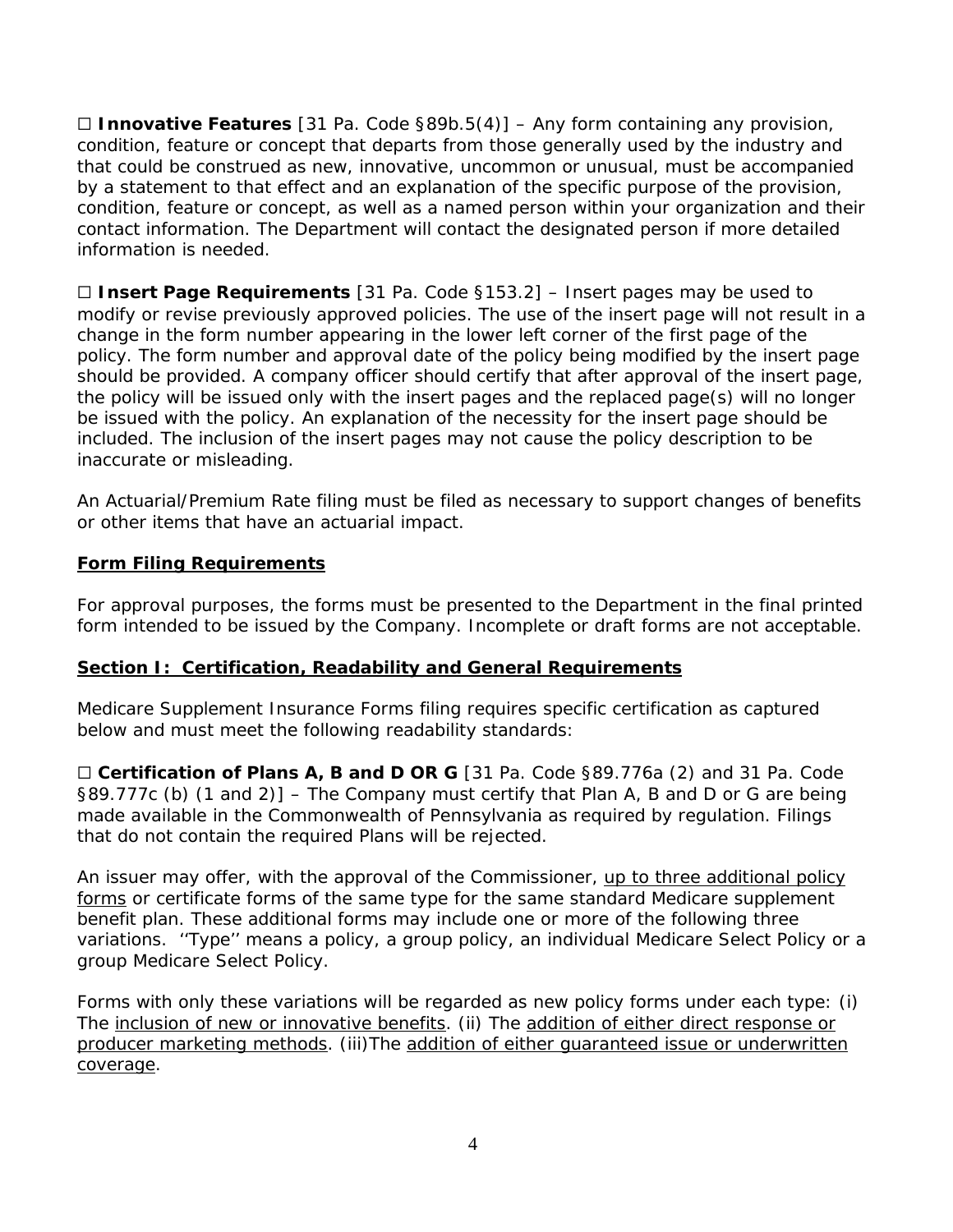☐ **Innovative Features** [31 Pa. Code §89b.5(4)] – Any form containing any provision, condition, feature or concept that departs from those generally used by the industry and that could be construed as new, innovative, uncommon or unusual, must be accompanied by a statement to that effect and an explanation of the specific purpose of the provision, condition, feature or concept, as well as a named person within your organization and their contact information. The Department will contact the designated person if more detailed information is needed.

☐ **Insert Page Requirements** [31 Pa. Code §153.2] – Insert pages may be used to modify or revise previously approved policies. The use of the insert page will not result in a change in the form number appearing in the lower left corner of the first page of the policy. The form number and approval date of the policy being modified by the insert page should be provided. A company officer should certify that after approval of the insert page, the policy will be issued only with the insert pages and the replaced page(s) will no longer be issued with the policy. An explanation of the necessity for the insert page should be included. The inclusion of the insert pages may not cause the policy description to be inaccurate or misleading.

An Actuarial/Premium Rate filing must be filed as necessary to support changes of benefits or other items that have an actuarial impact.

## <u>Form Filing Requirements</u>

For approval purposes, the forms must be presented to the Department in the final printed form intended to be issued by the Company. Incomplete or draft forms are not acceptable.

## <u>Section I: Certification, Readability and General Requirements</u>

Medicare Supplement Insurance Forms filing requires specific certification as captured below and must meet the following readability standards:

☐ **Certification of Plans A, B and D OR G** [31 Pa. Code §89.776a (2) and 31 Pa. Code §89.777c (b) (1 and 2)] – The Company must certify that Plan A, B and D or G are being made available in the Commonwealth of Pennsylvania as required by regulation. Filings that do not contain the required Plans will be rejected.

An issuer may offer, with the approval of the Commissioner, <u>up to three additional policy forms</u> or certificate forms of the same type for the same standard Medicare supplement benefit plan. These additional forms may include one or more of the following three variations. ''Type'' means a policy, a group policy, an individual Medicare Select Policy or a group Medicare Select Policy.

Forms with only these variations will be regarded as new policy forms under each type: (i) The <u>inclusion of new or innovative benefits</u>. (ii) The <u>addition of either direct response or producer marketing methods</u>. (iii)The <u>addition of either guaranteed issue or underwritten coverage</u>.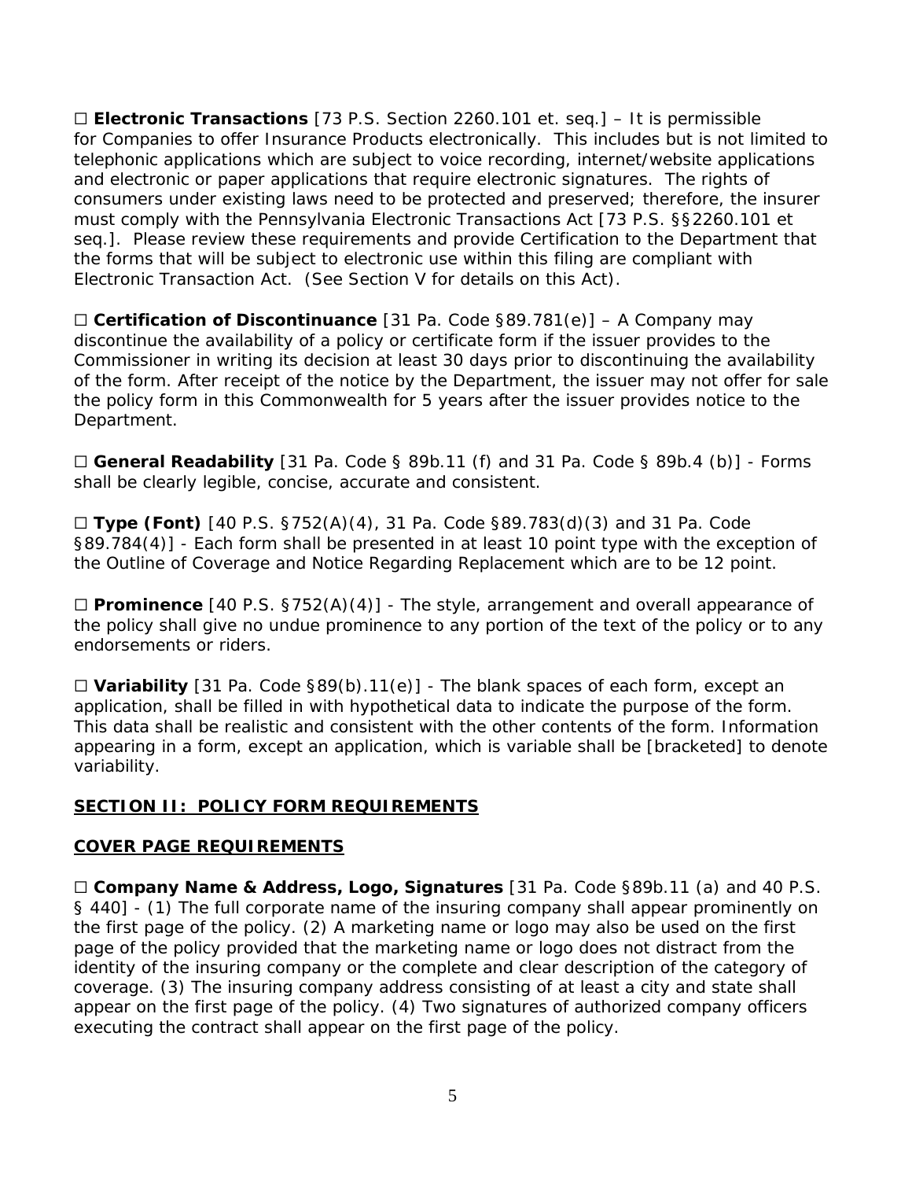☐ **Electronic Transactions** [73 P.S. Section 2260.101 et. seq.] – It is permissible for Companies to offer Insurance Products electronically. This includes but is not limited to telephonic applications which are subject to voice recording, internet/website applications and electronic or paper applications that require electronic signatures. The rights of consumers under existing laws need to be protected and preserved; therefore, the insurer must comply with the Pennsylvania Electronic Transactions Act [73 P.S. §§2260.101 et seq.]. Please review these requirements and provide Certification to the Department that the forms that will be subject to electronic use within this filing are compliant with Electronic Transaction Act. (See Section V for details on this Act).

☐ **Certification of Discontinuance** [31 Pa. Code §89.781(e)] – A Company may discontinue the availability of a policy or certificate form if the issuer provides to the Commissioner in writing its decision at least 30 days prior to discontinuing the availability of the form. After receipt of the notice by the Department, the issuer may not offer for sale the policy form in this Commonwealth for 5 years after the issuer provides notice to the Department.

☐ **General Readability** [31 Pa. Code § 89b.11 (f) and 31 Pa. Code § 89b.4 (b)] - Forms shall be clearly legible, concise, accurate and consistent.

☐ **Type (Font)** [40 P.S. §752(A)(4), 31 Pa. Code §89.783(d)(3) and 31 Pa. Code §89.784(4)] - Each form shall be presented in at least 10 point type with the exception of the Outline of Coverage and Notice Regarding Replacement which are to be 12 point.

☐ **Prominence** [40 P.S. §752(A)(4)] - The style, arrangement and overall appearance of the policy shall give no undue prominence to any portion of the text of the policy or to any endorsements or riders.

☐ **Variability** [31 Pa. Code §89(b).11(e)] - The blank spaces of each form, except an application, shall be filled in with hypothetical data to indicate the purpose of the form. This data shall be realistic and consistent with the other contents of the form. Information appearing in a form, except an application, which is variable shall be [bracketed] to denote variability.

## SECTION II: POLICY FORM REQUIREMENTS

### COVER PAGE REQUIREMENTS

☐ **Company Name & Address, Logo, Signatures** [31 Pa. Code §89b.11 (a) and 40 P.S. § 440] - (1) The full corporate name of the insuring company shall appear prominently on the first page of the policy. (2) A marketing name or logo may also be used on the first page of the policy provided that the marketing name or logo does not distract from the identity of the insuring company or the complete and clear description of the category of coverage. (3) The insuring company address consisting of at least a city and state shall appear on the first page of the policy. (4) Two signatures of authorized company officers executing the contract shall appear on the first page of the policy.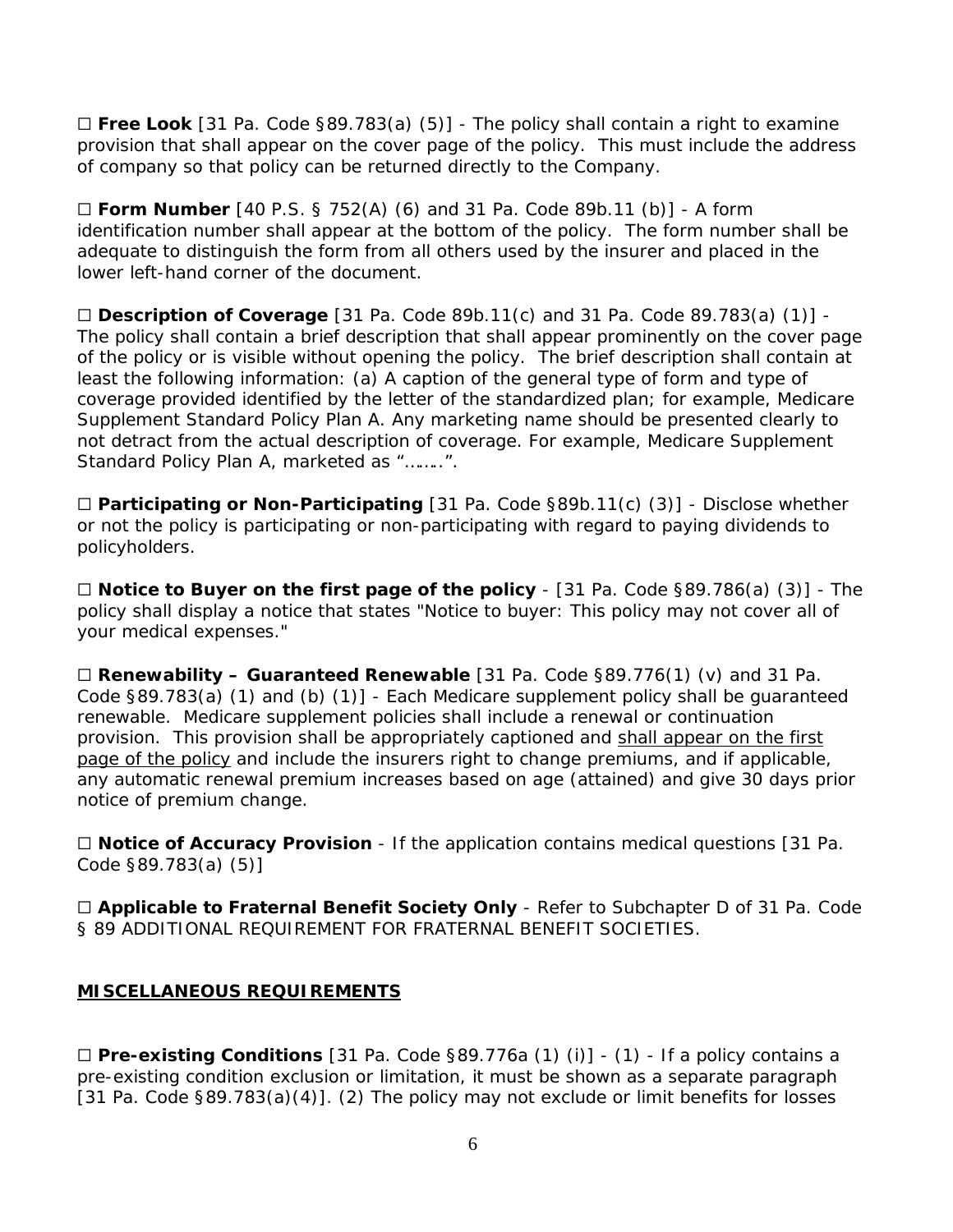☐ **Free Look** [31 Pa. Code §89.783(a) (5)] - The policy shall contain a right to examine provision that shall appear on the cover page of the policy. This must include the address of company so that policy can be returned directly to the Company.

☐ **Form Number** [40 P.S. § 752(A) (6) and 31 Pa. Code 89b.11 (b)] - A form identification number shall appear at the bottom of the policy. The form number shall be adequate to distinguish the form from all others used by the insurer and placed in the lower left-hand corner of the document.

☐ **Description of Coverage** [31 Pa. Code 89b.11(c) and 31 Pa. Code 89.783(a) (1)] - The policy shall contain a brief description that shall appear prominently on the cover page of the policy or is visible without opening the policy. The brief description shall contain at least the following information: (a) A caption of the general type of form and type of coverage provided identified by the letter of the standardized plan; for example, Medicare Supplement Standard Policy Plan A. Any marketing name should be presented clearly to not detract from the actual description of coverage. For example, Medicare Supplement Standard Policy Plan A, marketed as "……..".

☐ **Participating or Non-Participating** [31 Pa. Code §89b.11(c) (3)] - Disclose whether or not the policy is participating or non-participating with regard to paying dividends to policyholders.

☐ **Notice to Buyer on the first page of the policy** - [31 Pa. Code §89.786(a) (3)] - The policy shall display a notice that states "Notice to buyer: This policy may not cover all of your medical expenses."

☐ **Renewability – Guaranteed Renewable** [31 Pa. Code §89.776(1) (v) and 31 Pa. Code §89.783(a) (1) and (b) (1)] - Each Medicare supplement policy shall be guaranteed renewable. Medicare supplement policies shall include a renewal or continuation provision. This provision shall be appropriately captioned and <u>shall appear on the first page of the policy</u> and include the insurers right to change premiums, and if applicable, any automatic renewal premium increases based on age (attained) and give 30 days prior notice of premium change.

☐ **Notice of Accuracy Provision** - If the application contains medical questions [31 Pa. Code §89.783(a) (5)]

☐ **Applicable to Fraternal Benefit Society Only** - Refer to Subchapter D of 31 Pa. Code § 89 ADDITIONAL REQUIREMENT FOR FRATERNAL BENEFIT SOCIETIES.

## <u>MISCELLANEOUS REQUIREMENTS</u>

☐ **Pre-existing Conditions** [31 Pa. Code §89.776a (1) (i)] - (1) - If a policy contains a pre-existing condition exclusion or limitation, it must be shown as a separate paragraph [31 Pa. Code §89.783(a)(4)]. (2) The policy may not exclude or limit benefits for losses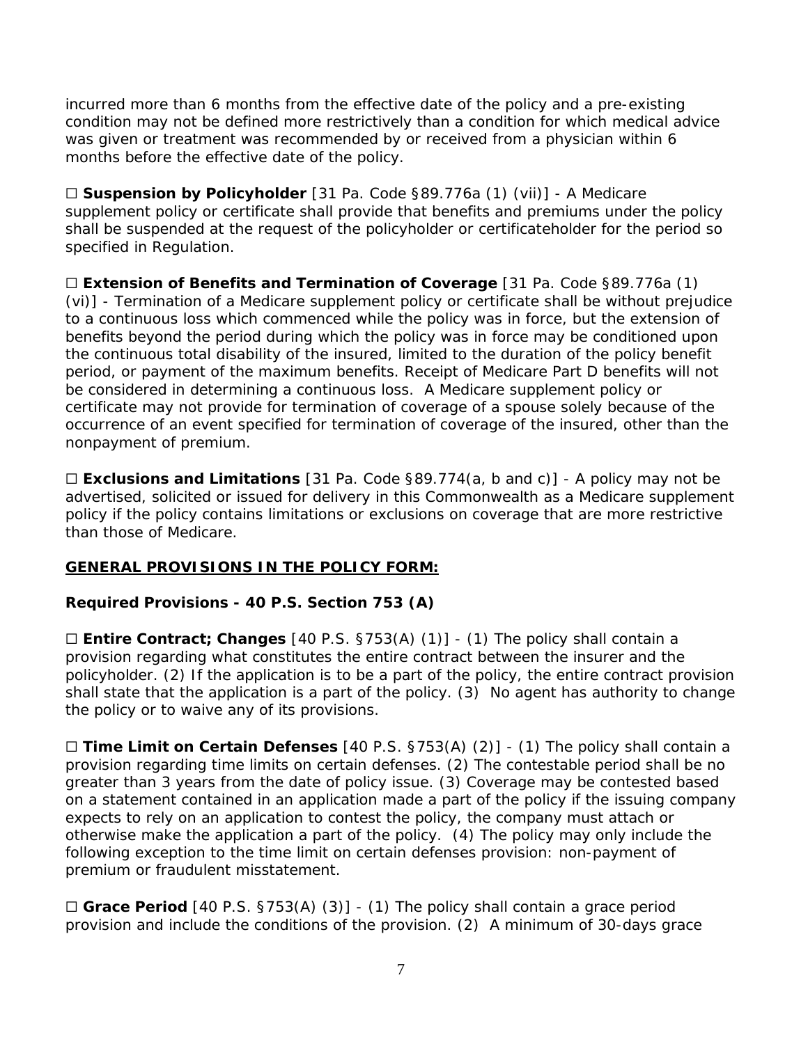incurred more than 6 months from the effective date of the policy and a pre-existing condition may not be defined more restrictively than a condition for which medical advice was given or treatment was recommended by or received from a physician within 6 months before the effective date of the policy.

☐ **Suspension by Policyholder** [31 Pa. Code §89.776a (1) (vii)] - A Medicare supplement policy or certificate shall provide that benefits and premiums under the policy shall be suspended at the request of the policyholder or certificateholder for the period so specified in Regulation.

☐ **Extension of Benefits and Termination of Coverage** [31 Pa. Code §89.776a (1) (vi)] - Termination of a Medicare supplement policy or certificate shall be without prejudice to a continuous loss which commenced while the policy was in force, but the extension of benefits beyond the period during which the policy was in force may be conditioned upon the continuous total disability of the insured, limited to the duration of the policy benefit period, or payment of the maximum benefits. Receipt of Medicare Part D benefits will not be considered in determining a continuous loss. A Medicare supplement policy or certificate may not provide for termination of coverage of a spouse solely because of the occurrence of an event specified for termination of coverage of the insured, other than the nonpayment of premium.

☐ **Exclusions and Limitations** [31 Pa. Code §89.774(a, b and c)] - A policy may not be advertised, solicited or issued for delivery in this Commonwealth as a Medicare supplement policy if the policy contains limitations or exclusions on coverage that are more restrictive than those of Medicare.

## GENERAL PROVISIONS IN THE POLICY FORM:

### Required Provisions - 40 P.S. Section 753 (A)

☐ **Entire Contract; Changes** [40 P.S. §753(A) (1)] - (1) The policy shall contain a provision regarding what constitutes the entire contract between the insurer and the policyholder. (2) If the application is to be a part of the policy, the entire contract provision shall state that the application is a part of the policy. (3) No agent has authority to change the policy or to waive any of its provisions.

☐ **Time Limit on Certain Defenses** [40 P.S. §753(A) (2)] - (1) The policy shall contain a provision regarding time limits on certain defenses. (2) The contestable period shall be no greater than 3 years from the date of policy issue. (3) Coverage may be contested based on a statement contained in an application made a part of the policy if the issuing company expects to rely on an application to contest the policy, the company must attach or otherwise make the application a part of the policy. (4) The policy may only include the following exception to the time limit on certain defenses provision: non-payment of premium or fraudulent misstatement.

☐ **Grace Period** [40 P.S. §753(A) (3)] - (1) The policy shall contain a grace period provision and include the conditions of the provision. (2) A minimum of 30-days grace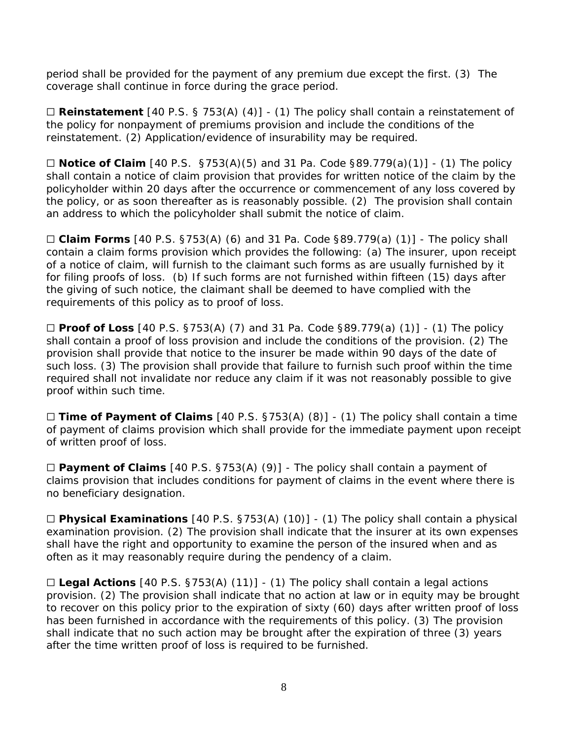period shall be provided for the payment of any premium due except the first. (3) The coverage shall continue in force during the grace period.

☐ **Reinstatement** [40 P.S. § 753(A) (4)] - (1) The policy shall contain a reinstatement of the policy for nonpayment of premiums provision and include the conditions of the reinstatement. (2) Application/evidence of insurability may be required.

☐ **Notice of Claim** [40 P.S. §753(A)(5) and 31 Pa. Code §89.779(a)(1)] - (1) The policy shall contain a notice of claim provision that provides for written notice of the claim by the policyholder within 20 days after the occurrence or commencement of any loss covered by the policy, or as soon thereafter as is reasonably possible. (2) The provision shall contain an address to which the policyholder shall submit the notice of claim.

☐ **Claim Forms** [40 P.S. §753(A) (6) and 31 Pa. Code §89.779(a) (1)] - The policy shall contain a claim forms provision which provides the following: (a) The insurer, upon receipt of a notice of claim, will furnish to the claimant such forms as are usually furnished by it for filing proofs of loss. (b) If such forms are not furnished within fifteen (15) days after the giving of such notice, the claimant shall be deemed to have complied with the requirements of this policy as to proof of loss.

☐ **Proof of Loss** [40 P.S. §753(A) (7) and 31 Pa. Code §89.779(a) (1)] - (1) The policy shall contain a proof of loss provision and include the conditions of the provision. (2) The provision shall provide that notice to the insurer be made within 90 days of the date of such loss. (3) The provision shall provide that failure to furnish such proof within the time required shall not invalidate nor reduce any claim if it was not reasonably possible to give proof within such time.

☐ **Time of Payment of Claims** [40 P.S. §753(A) (8)] - (1) The policy shall contain a time of payment of claims provision which shall provide for the immediate payment upon receipt of written proof of loss.

☐ **Payment of Claims** [40 P.S. §753(A) (9)] - The policy shall contain a payment of claims provision that includes conditions for payment of claims in the event where there is no beneficiary designation.

☐ **Physical Examinations** [40 P.S. §753(A) (10)] - (1) The policy shall contain a physical examination provision. (2) The provision shall indicate that the insurer at its own expenses shall have the right and opportunity to examine the person of the insured when and as often as it may reasonably require during the pendency of a claim.

☐ **Legal Actions** [40 P.S. §753(A) (11)] - (1) The policy shall contain a legal actions provision. (2) The provision shall indicate that no action at law or in equity may be brought to recover on this policy prior to the expiration of sixty (60) days after written proof of loss has been furnished in accordance with the requirements of this policy. (3) The provision shall indicate that no such action may be brought after the expiration of three (3) years after the time written proof of loss is required to be furnished.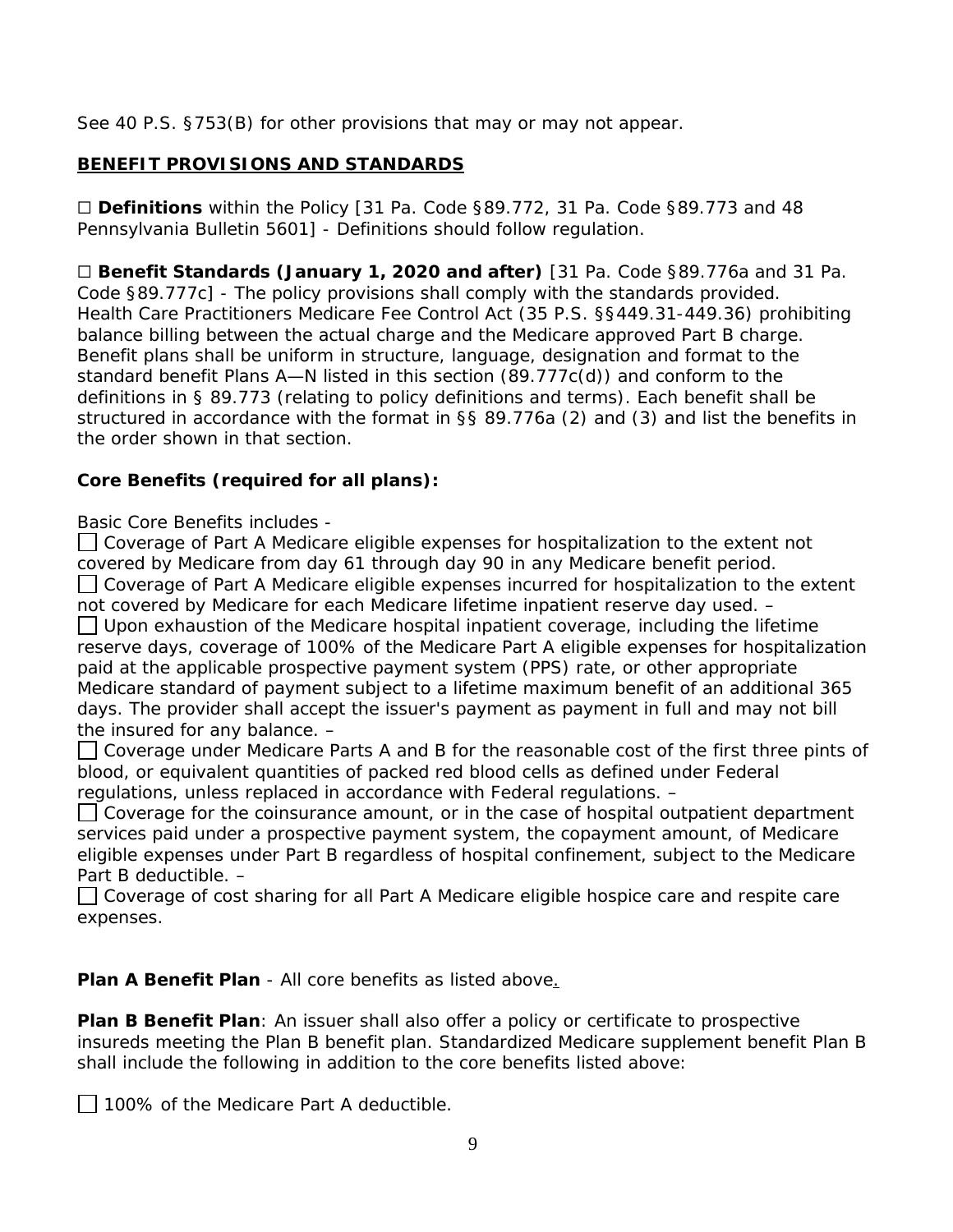See 40 P.S. §753(B) for other provisions that may or may not appear.

**BENEFIT PROVISIONS AND STANDARDS**

☐ **Definitions** within the Policy [31 Pa. Code §89.772, 31 Pa. Code §89.773 and 48 Pennsylvania Bulletin 5601] - Definitions should follow regulation.

☐ **Benefit Standards (January 1, 2020 and after)** [31 Pa. Code §89.776a and 31 Pa. Code §89.777c] - The policy provisions shall comply with the standards provided. Health Care Practitioners Medicare Fee Control Act (35 P.S. §§449.31-449.36) prohibiting balance billing between the actual charge and the Medicare approved Part B charge. Benefit plans shall be uniform in structure, language, designation and format to the standard benefit Plans A—N listed in this section (89.777c(d)) and conform to the definitions in § 89.773 (relating to policy definitions and terms). Each benefit shall be structured in accordance with the format in §§ 89.776a (2) and (3) and list the benefits in the order shown in that section.

**Core Benefits (required for all plans):**

Basic Core Benefits includes -

☐ Coverage of Part A Medicare eligible expenses for hospitalization to the extent not covered by Medicare from day 61 through day 90 in any Medicare benefit period.

☐ Coverage of Part A Medicare eligible expenses incurred for hospitalization to the extent not covered by Medicare for each Medicare lifetime inpatient reserve day used. –

☐ Upon exhaustion of the Medicare hospital inpatient coverage, including the lifetime reserve days, coverage of 100% of the Medicare Part A eligible expenses for hospitalization paid at the applicable prospective payment system (PPS) rate, or other appropriate Medicare standard of payment subject to a lifetime maximum benefit of an additional 365 days. The provider shall accept the issuer's payment as payment in full and may not bill the insured for any balance. –

☐ Coverage under Medicare Parts A and B for the reasonable cost of the first three pints of blood, or equivalent quantities of packed red blood cells as defined under Federal regulations, unless replaced in accordance with Federal regulations. –

☐ Coverage for the coinsurance amount, or in the case of hospital outpatient department services paid under a prospective payment system, the copayment amount, of Medicare eligible expenses under Part B regardless of hospital confinement, subject to the Medicare Part B deductible. –

☐ Coverage of cost sharing for all Part A Medicare eligible hospice care and respite care expenses.

**Plan A Benefit Plan** - All core benefits as listed above.

**Plan B Benefit Plan**: An issuer shall also offer a policy or certificate to prospective insureds meeting the Plan B benefit plan. Standardized Medicare supplement benefit Plan B shall include the following in addition to the core benefits listed above:

☐ 100% of the Medicare Part A deductible.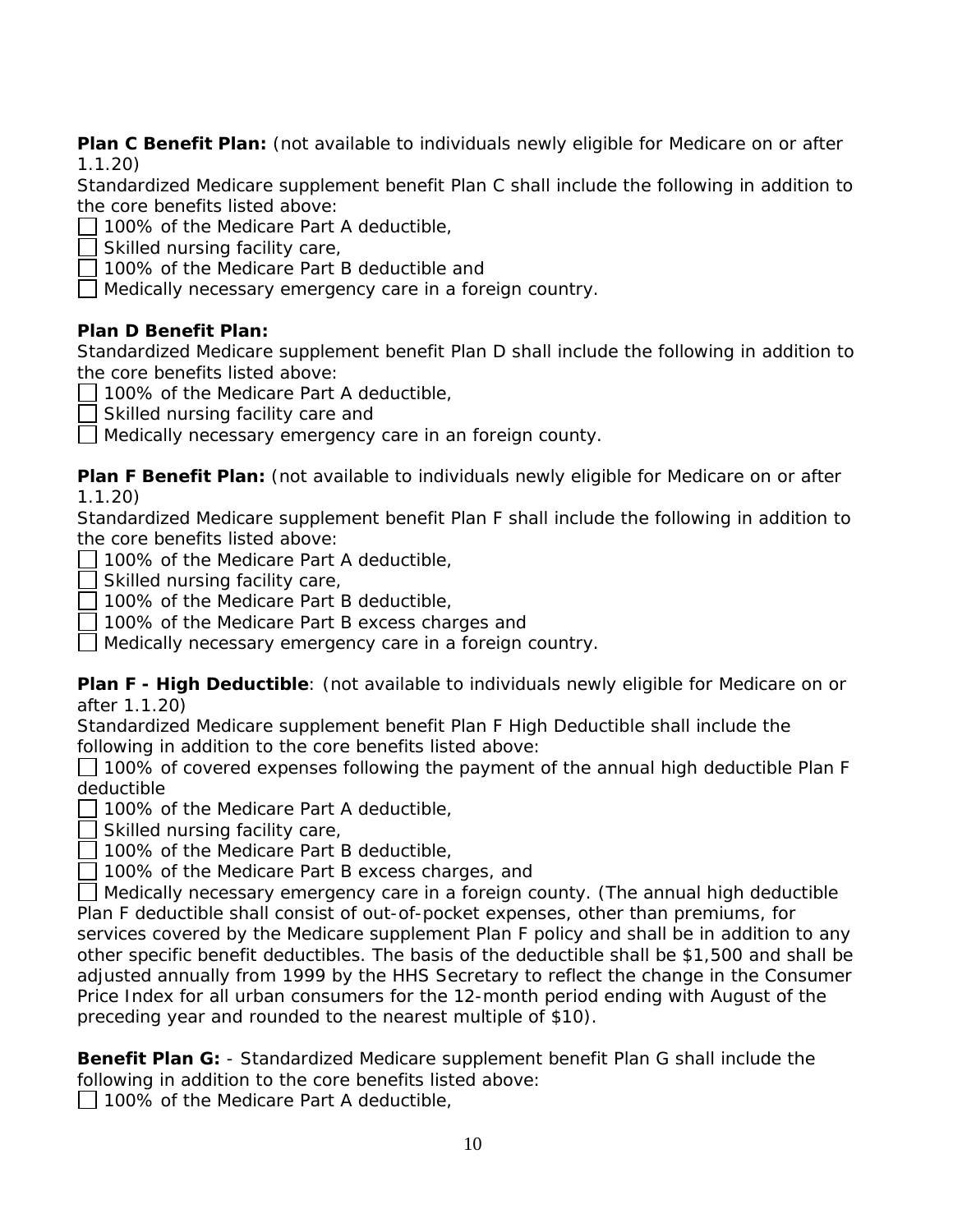**Plan C Benefit Plan:** (not available to individuals newly eligible for Medicare on or after 1.1.20)
Standardized Medicare supplement benefit Plan C shall include the following in addition to the core benefits listed above:

- [ ] 100% of the Medicare Part A deductible,
- [ ] Skilled nursing facility care,
- [ ] 100% of the Medicare Part B deductible and
- [ ] Medically necessary emergency care in a foreign country.

**Plan D Benefit Plan:**
Standardized Medicare supplement benefit Plan D shall include the following in addition to the core benefits listed above:

- [ ] 100% of the Medicare Part A deductible,
- [ ] Skilled nursing facility care and
- [ ] Medically necessary emergency care in an foreign county.

**Plan F Benefit Plan:** (not available to individuals newly eligible for Medicare on or after 1.1.20)
Standardized Medicare supplement benefit Plan F shall include the following in addition to the core benefits listed above:

- [ ] 100% of the Medicare Part A deductible,
- [ ] Skilled nursing facility care,
- [ ] 100% of the Medicare Part B deductible,
- [ ] 100% of the Medicare Part B excess charges and
- [ ] Medically necessary emergency care in a foreign country.

**Plan F - High Deductible**: (not available to individuals newly eligible for Medicare on or after 1.1.20)
Standardized Medicare supplement benefit Plan F High Deductible shall include the following in addition to the core benefits listed above:

- [ ] 100% of covered expenses following the payment of the annual high deductible Plan F deductible
- [ ] 100% of the Medicare Part A deductible,
- [ ] Skilled nursing facility care,
- [ ] 100% of the Medicare Part B deductible,
- [ ] 100% of the Medicare Part B excess charges, and
- [ ] Medically necessary emergency care in a foreign county. (The annual high deductible Plan F deductible shall consist of out-of-pocket expenses, other than premiums, for services covered by the Medicare supplement Plan F policy and shall be in addition to any other specific benefit deductibles. The basis of the deductible shall be $1,500 and shall be adjusted annually from 1999 by the HHS Secretary to reflect the change in the Consumer Price Index for all urban consumers for the 12-month period ending with August of the preceding year and rounded to the nearest multiple of $10).

**Benefit Plan G:** - Standardized Medicare supplement benefit Plan G shall include the following in addition to the core benefits listed above:

- [ ] 100% of the Medicare Part A deductible,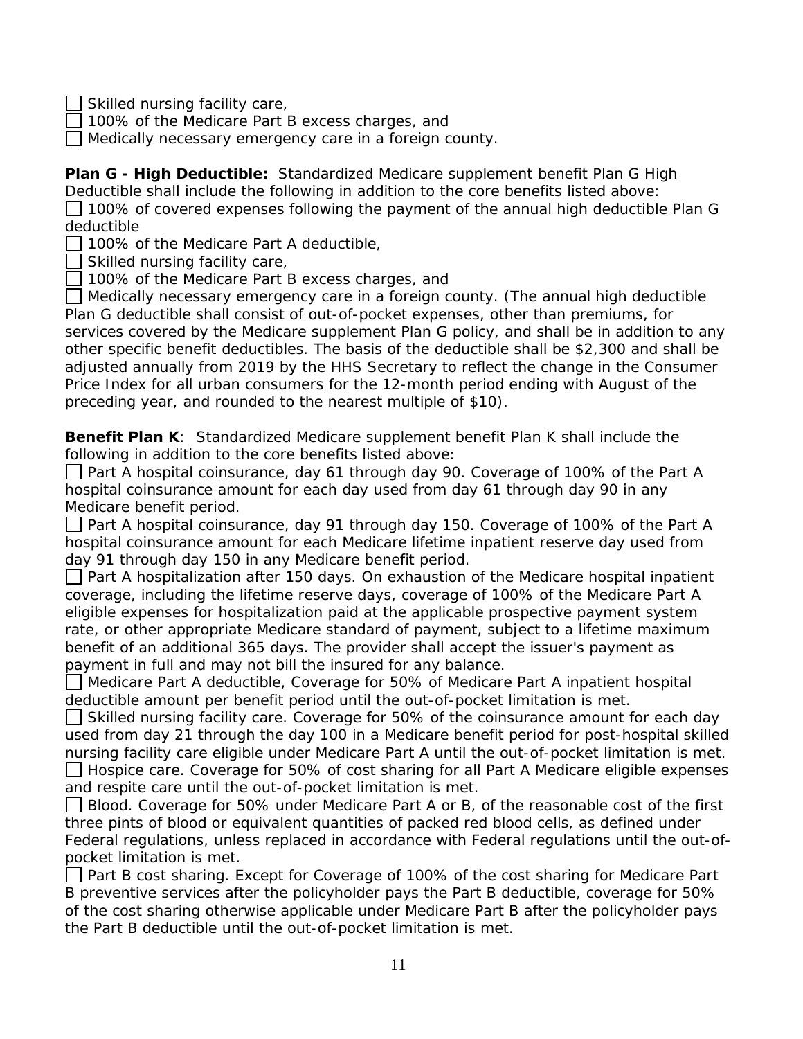☐ Skilled nursing facility care,
☐ 100% of the Medicare Part B excess charges, and
☐ Medically necessary emergency care in a foreign county.

**Plan G - High Deductible:** Standardized Medicare supplement benefit Plan G High Deductible shall include the following in addition to the core benefits listed above:
☐ 100% of covered expenses following the payment of the annual high deductible Plan G deductible
☐ 100% of the Medicare Part A deductible,
☐ Skilled nursing facility care,
☐ 100% of the Medicare Part B excess charges, and
☐ Medically necessary emergency care in a foreign county. (The annual high deductible Plan G deductible shall consist of out-of-pocket expenses, other than premiums, for services covered by the Medicare supplement Plan G policy, and shall be in addition to any other specific benefit deductibles. The basis of the deductible shall be $2,300 and shall be adjusted annually from 2019 by the HHS Secretary to reflect the change in the Consumer Price Index for all urban consumers for the 12-month period ending with August of the preceding year, and rounded to the nearest multiple of $10).

**Benefit Plan K**: Standardized Medicare supplement benefit Plan K shall include the following in addition to the core benefits listed above:
☐ Part A hospital coinsurance, day 61 through day 90. Coverage of 100% of the Part A hospital coinsurance amount for each day used from day 61 through day 90 in any Medicare benefit period.
☐ Part A hospital coinsurance, day 91 through day 150. Coverage of 100% of the Part A hospital coinsurance amount for each Medicare lifetime inpatient reserve day used from day 91 through day 150 in any Medicare benefit period.
☐ Part A hospitalization after 150 days. On exhaustion of the Medicare hospital inpatient coverage, including the lifetime reserve days, coverage of 100% of the Medicare Part A eligible expenses for hospitalization paid at the applicable prospective payment system rate, or other appropriate Medicare standard of payment, subject to a lifetime maximum benefit of an additional 365 days. The provider shall accept the issuer's payment as payment in full and may not bill the insured for any balance.
☐ Medicare Part A deductible, Coverage for 50% of Medicare Part A inpatient hospital deductible amount per benefit period until the out-of-pocket limitation is met.
☐ Skilled nursing facility care. Coverage for 50% of the coinsurance amount for each day used from day 21 through the day 100 in a Medicare benefit period for post-hospital skilled nursing facility care eligible under Medicare Part A until the out-of-pocket limitation is met.
☐ Hospice care. Coverage for 50% of cost sharing for all Part A Medicare eligible expenses and respite care until the out-of-pocket limitation is met.
☐ Blood. Coverage for 50% under Medicare Part A or B, of the reasonable cost of the first three pints of blood or equivalent quantities of packed red blood cells, as defined under Federal regulations, unless replaced in accordance with Federal regulations until the out-of-pocket limitation is met.
☐ Part B cost sharing. Except for Coverage of 100% of the cost sharing for Medicare Part B preventive services after the policyholder pays the Part B deductible, coverage for 50% of the cost sharing otherwise applicable under Medicare Part B after the policyholder pays the Part B deductible until the out-of-pocket limitation is met.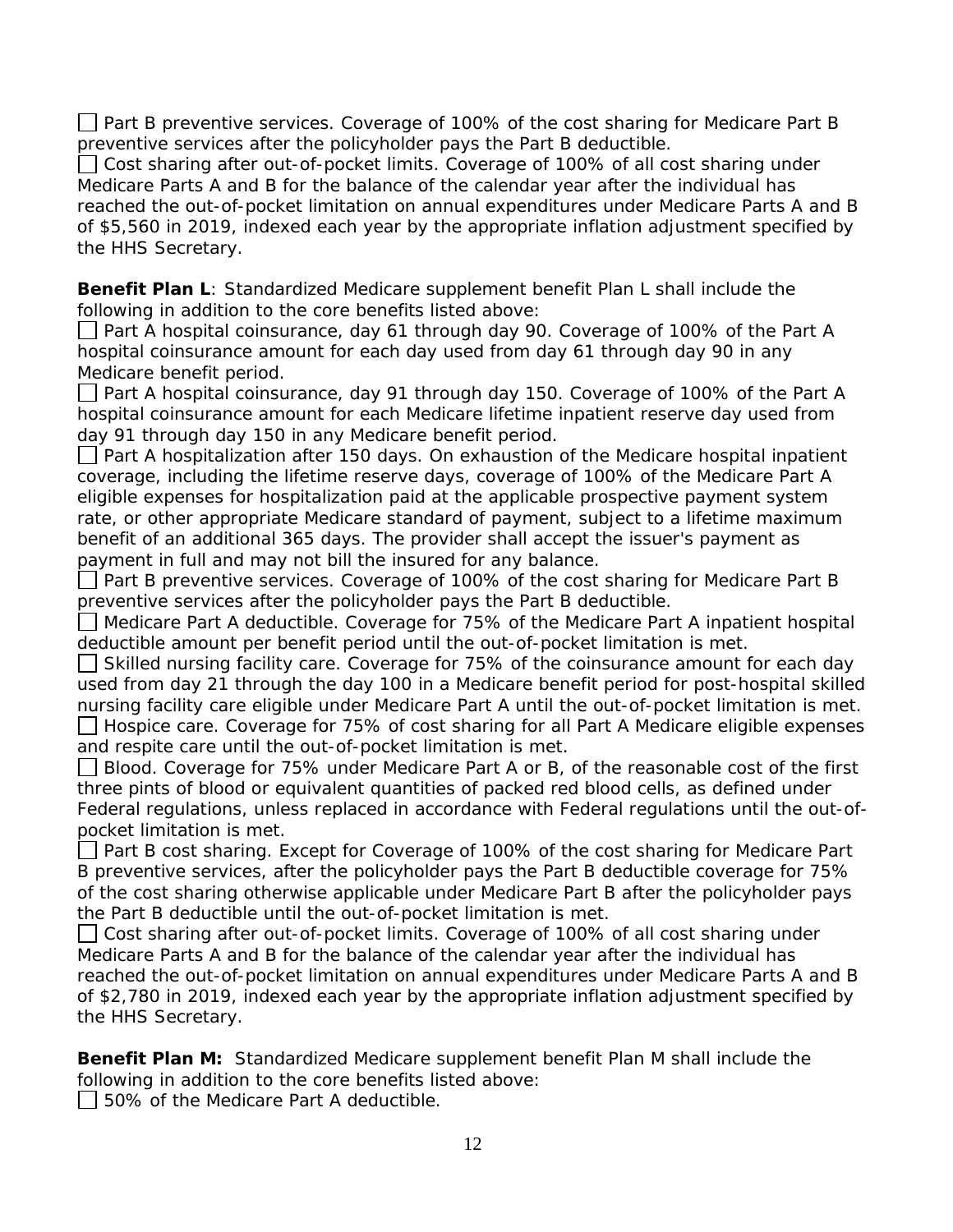☐ Part B preventive services. Coverage of 100% of the cost sharing for Medicare Part B preventive services after the policyholder pays the Part B deductible.
☐ Cost sharing after out-of-pocket limits. Coverage of 100% of all cost sharing under Medicare Parts A and B for the balance of the calendar year after the individual has reached the out-of-pocket limitation on annual expenditures under Medicare Parts A and B of $5,560 in 2019, indexed each year by the appropriate inflation adjustment specified by the HHS Secretary.

**Benefit Plan L**: Standardized Medicare supplement benefit Plan L shall include the following in addition to the core benefits listed above:
☐ Part A hospital coinsurance, day 61 through day 90. Coverage of 100% of the Part A hospital coinsurance amount for each day used from day 61 through day 90 in any Medicare benefit period.
☐ Part A hospital coinsurance, day 91 through day 150. Coverage of 100% of the Part A hospital coinsurance amount for each Medicare lifetime inpatient reserve day used from day 91 through day 150 in any Medicare benefit period.
☐ Part A hospitalization after 150 days. On exhaustion of the Medicare hospital inpatient coverage, including the lifetime reserve days, coverage of 100% of the Medicare Part A eligible expenses for hospitalization paid at the applicable prospective payment system rate, or other appropriate Medicare standard of payment, subject to a lifetime maximum benefit of an additional 365 days. The provider shall accept the issuer's payment as payment in full and may not bill the insured for any balance.
☐ Part B preventive services. Coverage of 100% of the cost sharing for Medicare Part B preventive services after the policyholder pays the Part B deductible.
☐ Medicare Part A deductible. Coverage for 75% of the Medicare Part A inpatient hospital deductible amount per benefit period until the out-of-pocket limitation is met.
☐ Skilled nursing facility care. Coverage for 75% of the coinsurance amount for each day used from day 21 through the day 100 in a Medicare benefit period for post-hospital skilled nursing facility care eligible under Medicare Part A until the out-of-pocket limitation is met.
☐ Hospice care. Coverage for 75% of cost sharing for all Part A Medicare eligible expenses and respite care until the out-of-pocket limitation is met.
☐ Blood. Coverage for 75% under Medicare Part A or B, of the reasonable cost of the first three pints of blood or equivalent quantities of packed red blood cells, as defined under Federal regulations, unless replaced in accordance with Federal regulations until the out-of-pocket limitation is met.
☐ Part B cost sharing. Except for Coverage of 100% of the cost sharing for Medicare Part B preventive services, after the policyholder pays the Part B deductible coverage for 75% of the cost sharing otherwise applicable under Medicare Part B after the policyholder pays the Part B deductible until the out-of-pocket limitation is met.
☐ Cost sharing after out-of-pocket limits. Coverage of 100% of all cost sharing under Medicare Parts A and B for the balance of the calendar year after the individual has reached the out-of-pocket limitation on annual expenditures under Medicare Parts A and B of $2,780 in 2019, indexed each year by the appropriate inflation adjustment specified by the HHS Secretary.

**Benefit Plan M:** Standardized Medicare supplement benefit Plan M shall include the following in addition to the core benefits listed above:
☐ 50% of the Medicare Part A deductible.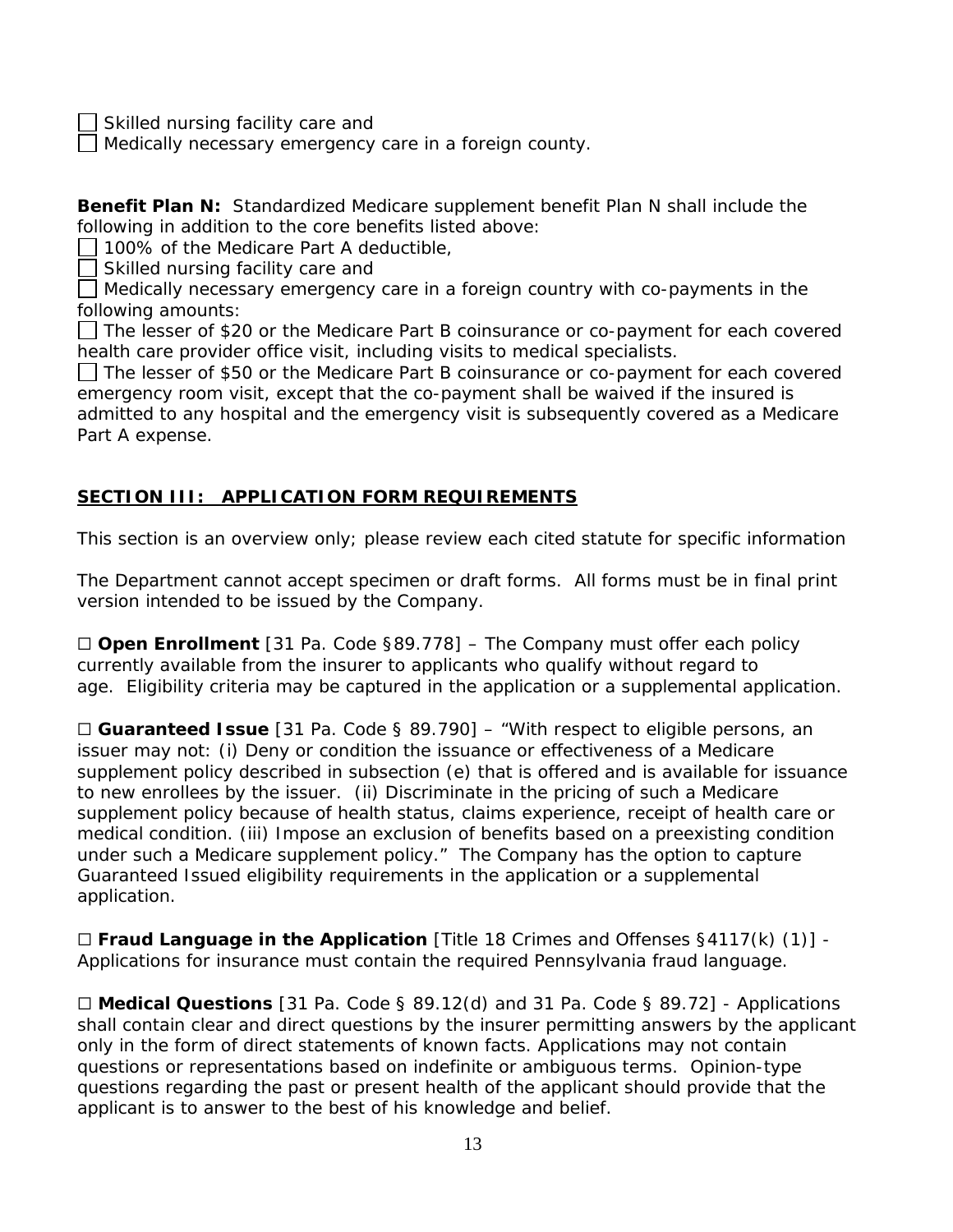☐ Skilled nursing facility care and
☐ Medically necessary emergency care in a foreign county.

**Benefit Plan N:** Standardized Medicare supplement benefit Plan N shall include the following in addition to the core benefits listed above:
☐ 100% of the Medicare Part A deductible,
☐ Skilled nursing facility care and
☐ Medically necessary emergency care in a foreign country with co-payments in the following amounts:
☐ The lesser of $20 or the Medicare Part B coinsurance or co-payment for each covered health care provider office visit, including visits to medical specialists.
☐ The lesser of $50 or the Medicare Part B coinsurance or co-payment for each covered emergency room visit, except that the co-payment shall be waived if the insured is admitted to any hospital and the emergency visit is subsequently covered as a Medicare Part A expense.

## SECTION III: APPLICATION FORM REQUIREMENTS

This section is an overview only; please review each cited statute for specific information

The Department cannot accept specimen or draft forms. All forms must be in final print version intended to be issued by the Company.

☐ **Open Enrollment** [31 Pa. Code §89.778] – The Company must offer each policy currently available from the insurer to applicants who qualify without regard to age. Eligibility criteria may be captured in the application or a supplemental application.

☐ **Guaranteed Issue** [31 Pa. Code § 89.790] – "With respect to eligible persons, an issuer may not: (i) Deny or condition the issuance or effectiveness of a Medicare supplement policy described in subsection (e) that is offered and is available for issuance to new enrollees by the issuer. (ii) Discriminate in the pricing of such a Medicare supplement policy because of health status, claims experience, receipt of health care or medical condition. (iii) Impose an exclusion of benefits based on a preexisting condition under such a Medicare supplement policy." The Company has the option to capture Guaranteed Issued eligibility requirements in the application or a supplemental application.

☐ **Fraud Language in the Application** [Title 18 Crimes and Offenses §4117(k) (1)] - Applications for insurance must contain the required Pennsylvania fraud language.

☐ **Medical Questions** [31 Pa. Code § 89.12(d) and 31 Pa. Code § 89.72] - Applications shall contain clear and direct questions by the insurer permitting answers by the applicant only in the form of direct statements of known facts. Applications may not contain questions or representations based on indefinite or ambiguous terms. Opinion-type questions regarding the past or present health of the applicant should provide that the applicant is to answer to the best of his knowledge and belief.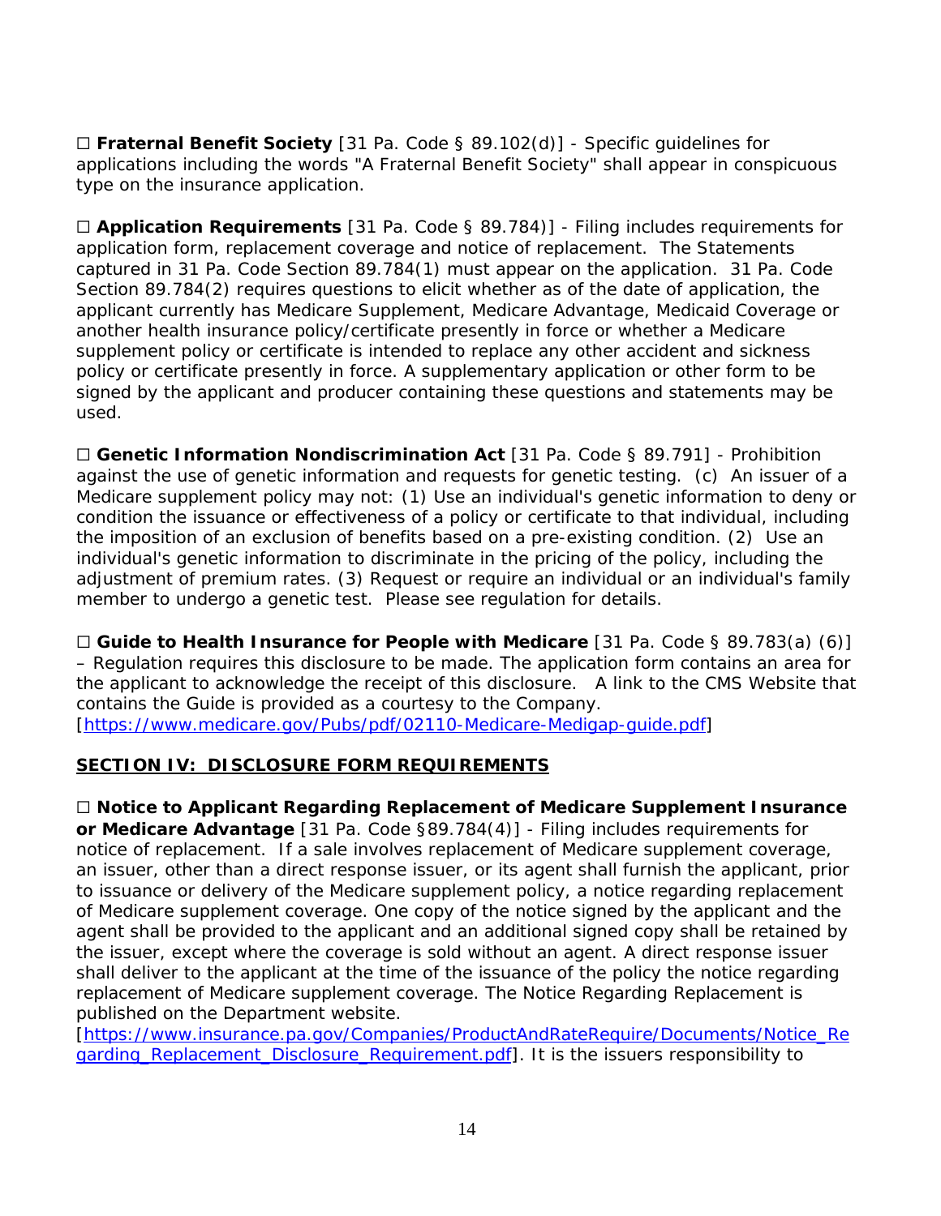☐ **Fraternal Benefit Society** [31 Pa. Code § 89.102(d)] - Specific guidelines for applications including the words "A Fraternal Benefit Society" shall appear in conspicuous type on the insurance application.

☐ **Application Requirements** [31 Pa. Code § 89.784)] - Filing includes requirements for application form, replacement coverage and notice of replacement. The Statements captured in 31 Pa. Code Section 89.784(1) must appear on the application. 31 Pa. Code Section 89.784(2) requires questions to elicit whether as of the date of application, the applicant currently has Medicare Supplement, Medicare Advantage, Medicaid Coverage or another health insurance policy/certificate presently in force or whether a Medicare supplement policy or certificate is intended to replace any other accident and sickness policy or certificate presently in force. A supplementary application or other form to be signed by the applicant and producer containing these questions and statements may be used.

☐ **Genetic Information Nondiscrimination Act** [31 Pa. Code § 89.791] - Prohibition against the use of genetic information and requests for genetic testing. (c) An issuer of a Medicare supplement policy may not: (1) Use an individual's genetic information to deny or condition the issuance or effectiveness of a policy or certificate to that individual, including the imposition of an exclusion of benefits based on a pre-existing condition. (2) Use an individual's genetic information to discriminate in the pricing of the policy, including the adjustment of premium rates. (3) Request or require an individual or an individual's family member to undergo a genetic test. Please see regulation for details.

☐ **Guide to Health Insurance for People with Medicare** [31 Pa. Code § 89.783(a) (6)] – Regulation requires this disclosure to be made. The application form contains an area for the applicant to acknowledge the receipt of this disclosure. A link to the CMS Website that contains the Guide is provided as a courtesy to the Company. [https://www.medicare.gov/Pubs/pdf/02110-Medicare-Medigap-guide.pdf]

## SECTION IV: DISCLOSURE FORM REQUIREMENTS

☐ **Notice to Applicant Regarding Replacement of Medicare Supplement Insurance or Medicare Advantage** [31 Pa. Code §89.784(4)] - Filing includes requirements for notice of replacement. If a sale involves replacement of Medicare supplement coverage, an issuer, other than a direct response issuer, or its agent shall furnish the applicant, prior to issuance or delivery of the Medicare supplement policy, a notice regarding replacement of Medicare supplement coverage. One copy of the notice signed by the applicant and the agent shall be provided to the applicant and an additional signed copy shall be retained by the issuer, except where the coverage is sold without an agent. A direct response issuer shall deliver to the applicant at the time of the issuance of the policy the notice regarding replacement of Medicare supplement coverage. The Notice Regarding Replacement is published on the Department website. [https://www.insurance.pa.gov/Companies/ProductAndRateRequire/Documents/Notice_Regarding_Replacement_Disclosure_Requirement.pdf]. It is the issuers responsibility to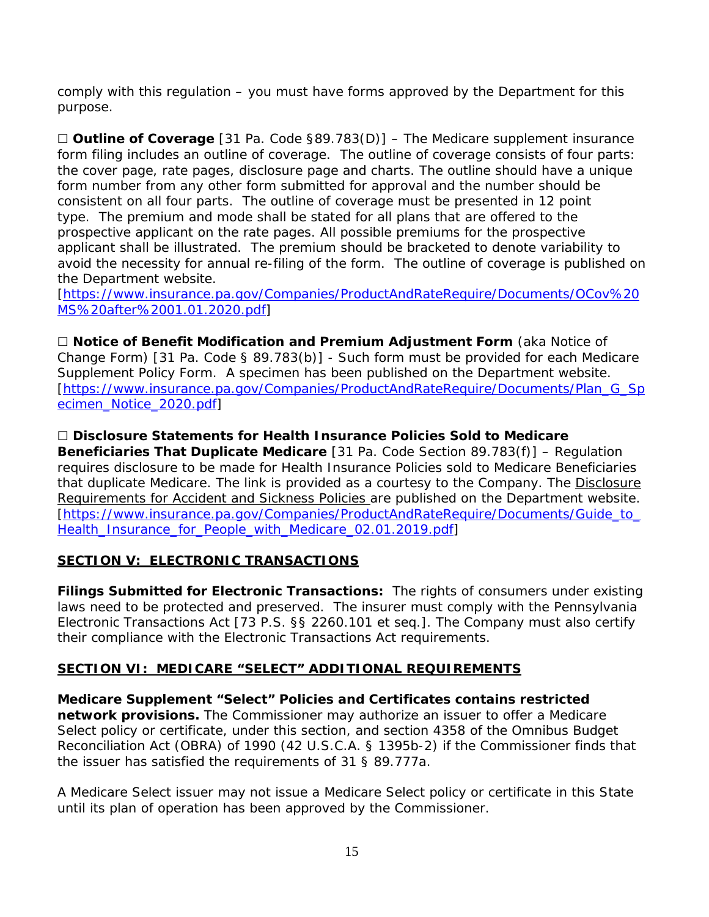comply with this regulation – you must have forms approved by the Department for this purpose.

☐ **Outline of Coverage** [31 Pa. Code §89.783(D)] – The Medicare supplement insurance form filing includes an outline of coverage. The outline of coverage consists of four parts: the cover page, rate pages, disclosure page and charts. The outline should have a unique form number from any other form submitted for approval and the number should be consistent on all four parts. The outline of coverage must be presented in 12 point type. The premium and mode shall be stated for all plans that are offered to the prospective applicant on the rate pages. All possible premiums for the prospective applicant shall be illustrated. The premium should be bracketed to denote variability to avoid the necessity for annual re-filing of the form. The outline of coverage is published on the Department website. [https://www.insurance.pa.gov/Companies/ProductAndRateRequire/Documents/OCov%20MS%20after%2001.01.2020.pdf]

☐ **Notice of Benefit Modification and Premium Adjustment Form** (aka Notice of Change Form) [31 Pa. Code § 89.783(b)] - Such form must be provided for each Medicare Supplement Policy Form. A specimen has been published on the Department website. [https://www.insurance.pa.gov/Companies/ProductAndRateRequire/Documents/Plan_G_Specimen_Notice_2020.pdf]

☐ **Disclosure Statements for Health Insurance Policies Sold to Medicare Beneficiaries That Duplicate Medicare** [31 Pa. Code Section 89.783(f)] – Regulation requires disclosure to be made for Health Insurance Policies sold to Medicare Beneficiaries that duplicate Medicare. The link is provided as a courtesy to the Company. The Disclosure Requirements for Accident and Sickness Policies are published on the Department website. [https://www.insurance.pa.gov/Companies/ProductAndRateRequire/Documents/Guide_to_Health_Insurance_for_People_with_Medicare_02.01.2019.pdf]

## SECTION V: ELECTRONIC TRANSACTIONS

**Filings Submitted for Electronic Transactions:** The rights of consumers under existing laws need to be protected and preserved. The insurer must comply with the Pennsylvania Electronic Transactions Act [73 P.S. §§ 2260.101 et seq.]. The Company must also certify their compliance with the Electronic Transactions Act requirements.

## SECTION VI: MEDICARE "SELECT" ADDITIONAL REQUIREMENTS

**Medicare Supplement "Select" Policies and Certificates contains restricted network provisions.** The Commissioner may authorize an issuer to offer a Medicare Select policy or certificate, under this section, and section 4358 of the Omnibus Budget Reconciliation Act (OBRA) of 1990 (42 U.S.C.A. § 1395b-2) if the Commissioner finds that the issuer has satisfied the requirements of 31 § 89.777a.

A Medicare Select issuer may not issue a Medicare Select policy or certificate in this State until its plan of operation has been approved by the Commissioner.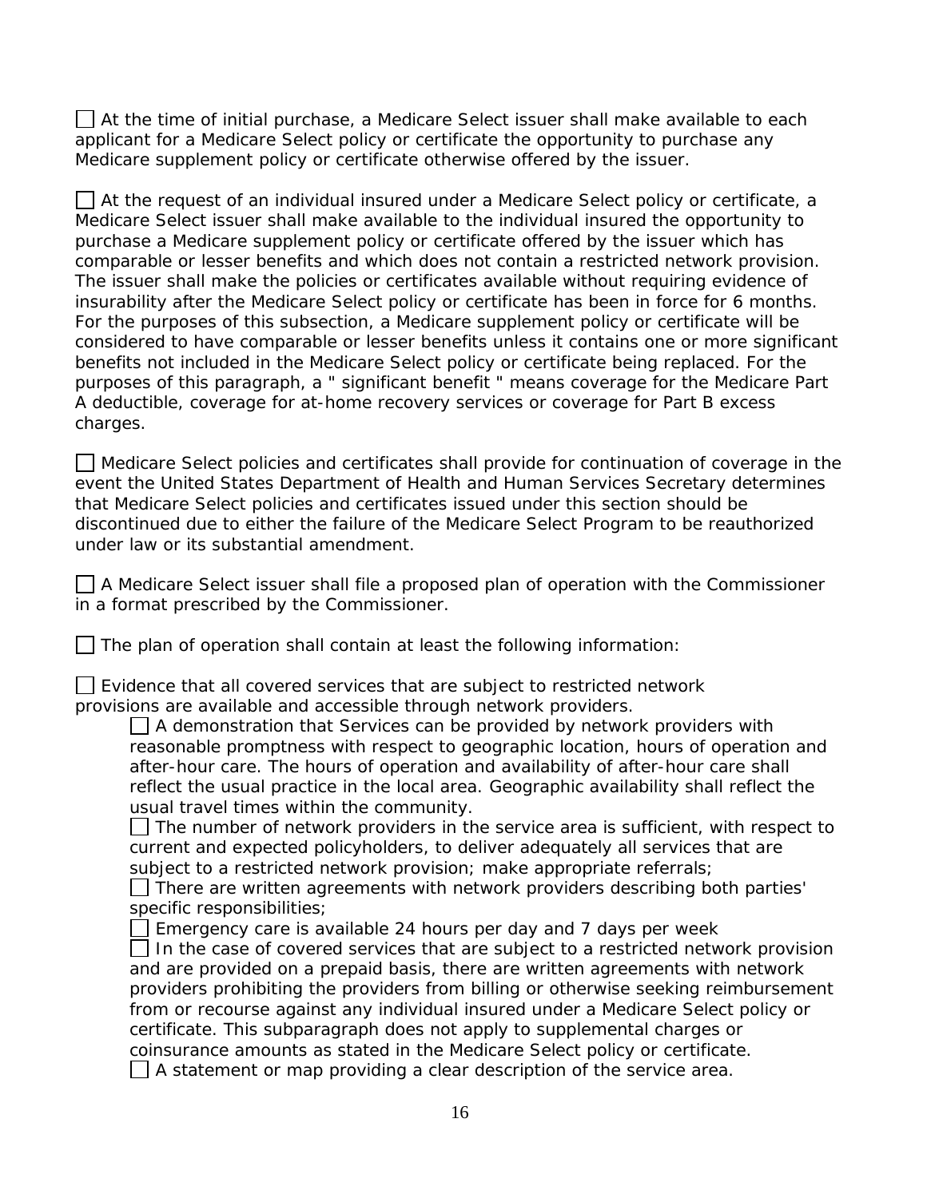☐ At the time of initial purchase, a Medicare Select issuer shall make available to each applicant for a Medicare Select policy or certificate the opportunity to purchase any Medicare supplement policy or certificate otherwise offered by the issuer.

☐ At the request of an individual insured under a Medicare Select policy or certificate, a Medicare Select issuer shall make available to the individual insured the opportunity to purchase a Medicare supplement policy or certificate offered by the issuer which has comparable or lesser benefits and which does not contain a restricted network provision. The issuer shall make the policies or certificates available without requiring evidence of insurability after the Medicare Select policy or certificate has been in force for 6 months. For the purposes of this subsection, a Medicare supplement policy or certificate will be considered to have comparable or lesser benefits unless it contains one or more significant benefits not included in the Medicare Select policy or certificate being replaced. For the purposes of this paragraph, a " significant benefit " means coverage for the Medicare Part A deductible, coverage for at-home recovery services or coverage for Part B excess charges.

☐ Medicare Select policies and certificates shall provide for continuation of coverage in the event the United States Department of Health and Human Services Secretary determines that Medicare Select policies and certificates issued under this section should be discontinued due to either the failure of the Medicare Select Program to be reauthorized under law or its substantial amendment.

☐ A Medicare Select issuer shall file a proposed plan of operation with the Commissioner in a format prescribed by the Commissioner.

☐ The plan of operation shall contain at least the following information:

☐ Evidence that all covered services that are subject to restricted network provisions are available and accessible through network providers.

- ☐ A demonstration that Services can be provided by network providers with reasonable promptness with respect to geographic location, hours of operation and after-hour care. The hours of operation and availability of after-hour care shall reflect the usual practice in the local area. Geographic availability shall reflect the usual travel times within the community.
- ☐ The number of network providers in the service area is sufficient, with respect to current and expected policyholders, to deliver adequately all services that are subject to a restricted network provision; make appropriate referrals;
- ☐ There are written agreements with network providers describing both parties' specific responsibilities;
- ☐ Emergency care is available 24 hours per day and 7 days per week
- ☐ In the case of covered services that are subject to a restricted network provision and are provided on a prepaid basis, there are written agreements with network providers prohibiting the providers from billing or otherwise seeking reimbursement from or recourse against any individual insured under a Medicare Select policy or certificate. This subparagraph does not apply to supplemental charges or coinsurance amounts as stated in the Medicare Select policy or certificate.
- ☐ A statement or map providing a clear description of the service area.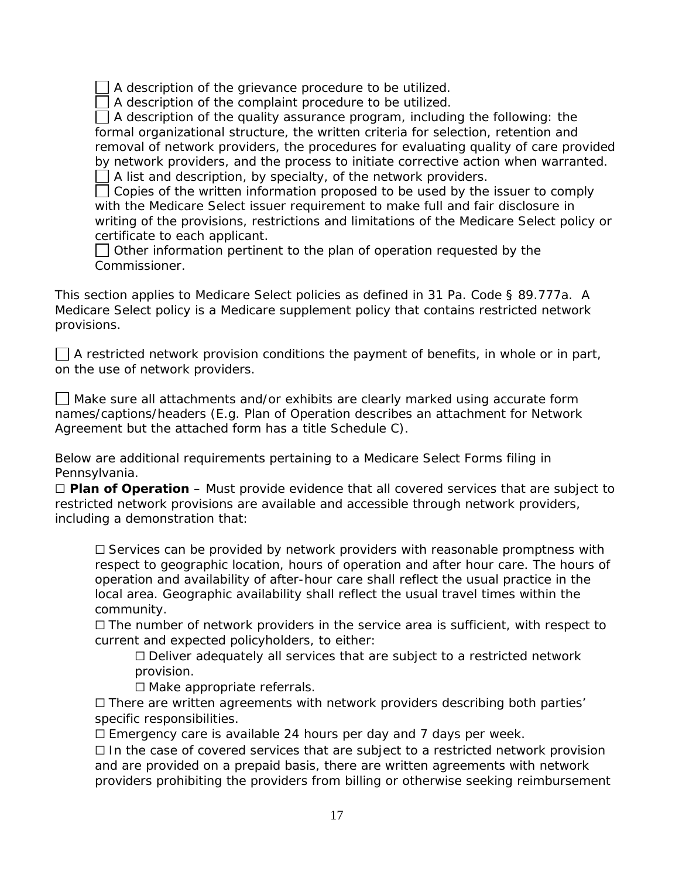☐ A description of the grievance procedure to be utilized.
☐ A description of the complaint procedure to be utilized.
☐ A description of the quality assurance program, including the following: the formal organizational structure, the written criteria for selection, retention and removal of network providers, the procedures for evaluating quality of care provided by network providers, and the process to initiate corrective action when warranted.
☐ A list and description, by specialty, of the network providers.
☐ Copies of the written information proposed to be used by the issuer to comply with the Medicare Select issuer requirement to make full and fair disclosure in writing of the provisions, restrictions and limitations of the Medicare Select policy or certificate to each applicant.
☐ Other information pertinent to the plan of operation requested by the Commissioner.

This section applies to Medicare Select policies as defined in 31 Pa. Code § 89.777a. A Medicare Select policy is a Medicare supplement policy that contains restricted network provisions.

☐ A restricted network provision conditions the payment of benefits, in whole or in part, on the use of network providers.

☐ Make sure all attachments and/or exhibits are clearly marked using accurate form names/captions/headers (E.g. Plan of Operation describes an attachment for Network Agreement but the attached form has a title Schedule C).

Below are additional requirements pertaining to a Medicare Select Forms filing in Pennsylvania.

☐ **Plan of Operation** – Must provide evidence that all covered services that are subject to restricted network provisions are available and accessible through network providers, including a demonstration that:

- ☐ Services can be provided by network providers with reasonable promptness with respect to geographic location, hours of operation and after hour care. The hours of operation and availability of after-hour care shall reflect the usual practice in the local area. Geographic availability shall reflect the usual travel times within the community.
- ☐ The number of network providers in the service area is sufficient, with respect to current and expected policyholders, to either:
  - ☐ Deliver adequately all services that are subject to a restricted network provision.
  - ☐ Make appropriate referrals.
- ☐ There are written agreements with network providers describing both parties' specific responsibilities.
- ☐ Emergency care is available 24 hours per day and 7 days per week.
- ☐ In the case of covered services that are subject to a restricted network provision and are provided on a prepaid basis, there are written agreements with network providers prohibiting the providers from billing or otherwise seeking reimbursement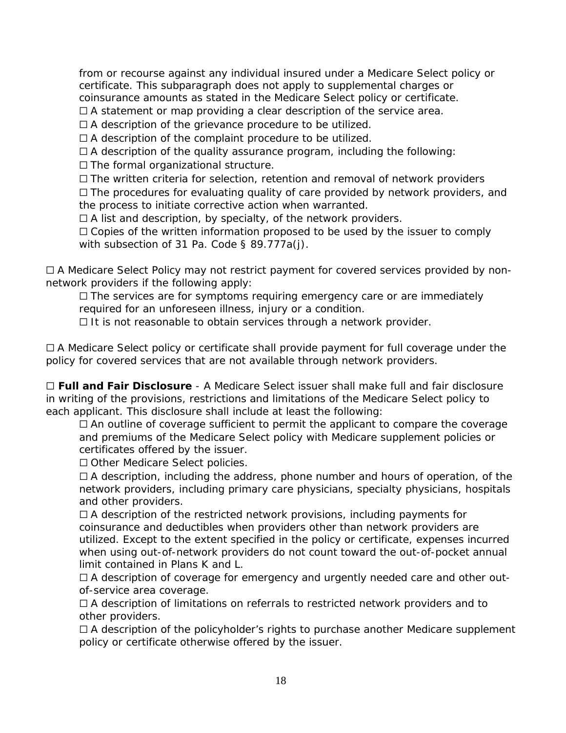from or recourse against any individual insured under a Medicare Select policy or certificate. This subparagraph does not apply to supplemental charges or coinsurance amounts as stated in the Medicare Select policy or certificate.

☐ A statement or map providing a clear description of the service area.

☐ A description of the grievance procedure to be utilized.

☐ A description of the complaint procedure to be utilized.

☐ A description of the quality assurance program, including the following:

☐ The formal organizational structure.

☐ The written criteria for selection, retention and removal of network providers

☐ The procedures for evaluating quality of care provided by network providers, and the process to initiate corrective action when warranted.

☐ A list and description, by specialty, of the network providers.

☐ Copies of the written information proposed to be used by the issuer to comply with subsection of 31 Pa. Code § 89.777a(j).

☐ A Medicare Select Policy may not restrict payment for covered services provided by non-network providers if the following apply:

☐ The services are for symptoms requiring emergency care or are immediately required for an unforeseen illness, injury or a condition.

☐ It is not reasonable to obtain services through a network provider.

☐ A Medicare Select policy or certificate shall provide payment for full coverage under the policy for covered services that are not available through network providers.

☐ **Full and Fair Disclosure** - A Medicare Select issuer shall make full and fair disclosure in writing of the provisions, restrictions and limitations of the Medicare Select policy to each applicant. This disclosure shall include at least the following:

☐ An outline of coverage sufficient to permit the applicant to compare the coverage and premiums of the Medicare Select policy with Medicare supplement policies or certificates offered by the issuer.

☐ Other Medicare Select policies.

☐ A description, including the address, phone number and hours of operation, of the network providers, including primary care physicians, specialty physicians, hospitals and other providers.

☐ A description of the restricted network provisions, including payments for coinsurance and deductibles when providers other than network providers are utilized. Except to the extent specified in the policy or certificate, expenses incurred when using out-of-network providers do not count toward the out-of-pocket annual limit contained in Plans K and L.

☐ A description of coverage for emergency and urgently needed care and other out-of-service area coverage.

☐ A description of limitations on referrals to restricted network providers and to other providers.

☐ A description of the policyholder's rights to purchase another Medicare supplement policy or certificate otherwise offered by the issuer.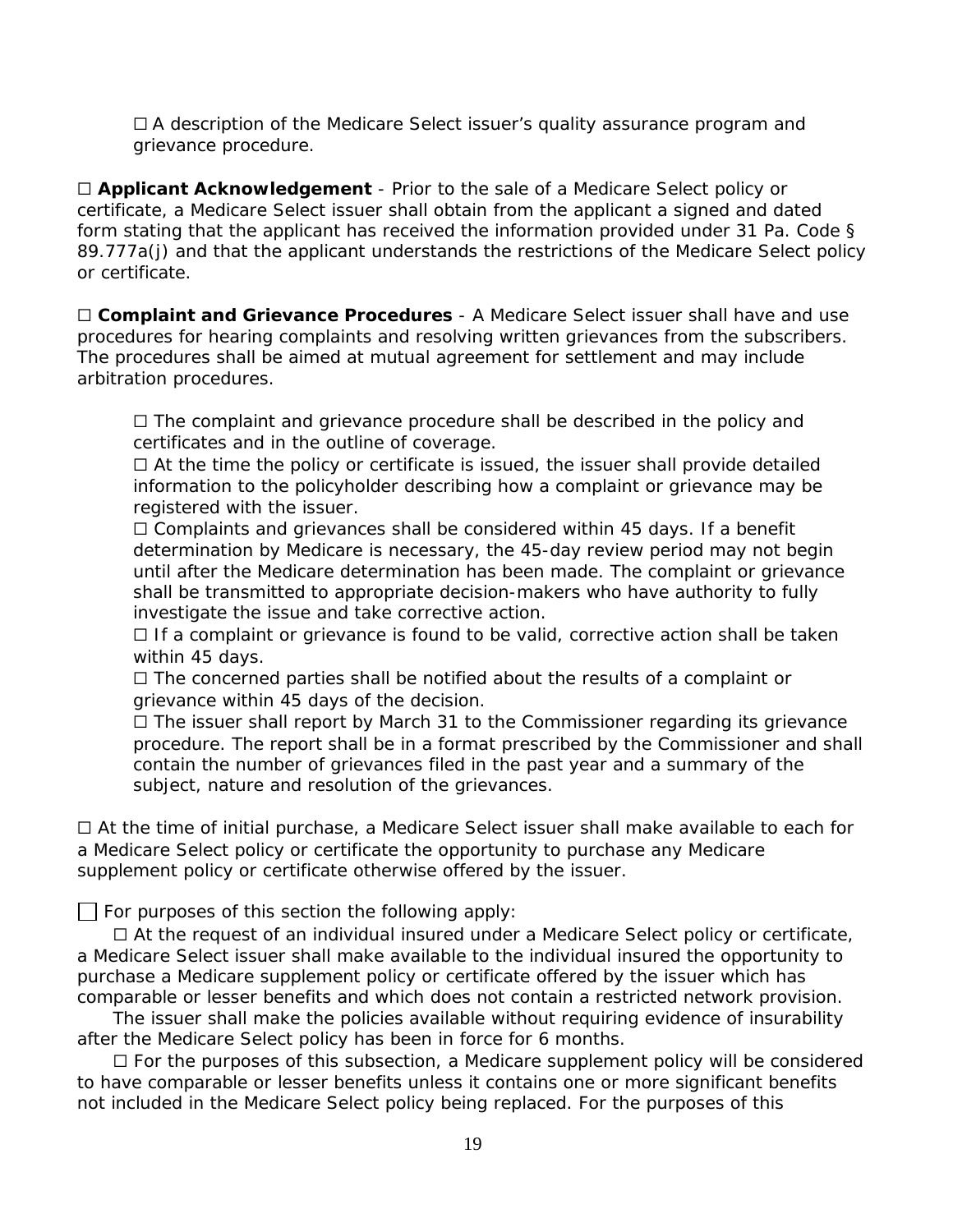☐ A description of the Medicare Select issuer's quality assurance program and grievance procedure.

☐ **Applicant Acknowledgement** - Prior to the sale of a Medicare Select policy or certificate, a Medicare Select issuer shall obtain from the applicant a signed and dated form stating that the applicant has received the information provided under 31 Pa. Code § 89.777a(j) and that the applicant understands the restrictions of the Medicare Select policy or certificate.

☐ **Complaint and Grievance Procedures** - A Medicare Select issuer shall have and use procedures for hearing complaints and resolving written grievances from the subscribers. The procedures shall be aimed at mutual agreement for settlement and may include arbitration procedures.

☐ The complaint and grievance procedure shall be described in the policy and certificates and in the outline of coverage.
☐ At the time the policy or certificate is issued, the issuer shall provide detailed information to the policyholder describing how a complaint or grievance may be registered with the issuer.
☐ Complaints and grievances shall be considered within 45 days. If a benefit determination by Medicare is necessary, the 45-day review period may not begin until after the Medicare determination has been made. The complaint or grievance shall be transmitted to appropriate decision-makers who have authority to fully investigate the issue and take corrective action.
☐ If a complaint or grievance is found to be valid, corrective action shall be taken within 45 days.
☐ The concerned parties shall be notified about the results of a complaint or grievance within 45 days of the decision.
☐ The issuer shall report by March 31 to the Commissioner regarding its grievance procedure. The report shall be in a format prescribed by the Commissioner and shall contain the number of grievances filed in the past year and a summary of the subject, nature and resolution of the grievances.

☐ At the time of initial purchase, a Medicare Select issuer shall make available to each for a Medicare Select policy or certificate the opportunity to purchase any Medicare supplement policy or certificate otherwise offered by the issuer.

☐ For purposes of this section the following apply:

☐ At the request of an individual insured under a Medicare Select policy or certificate, a Medicare Select issuer shall make available to the individual insured the opportunity to purchase a Medicare supplement policy or certificate offered by the issuer which has comparable or lesser benefits and which does not contain a restricted network provision.

The issuer shall make the policies available without requiring evidence of insurability after the Medicare Select policy has been in force for 6 months.

☐ For the purposes of this subsection, a Medicare supplement policy will be considered to have comparable or lesser benefits unless it contains one or more significant benefits not included in the Medicare Select policy being replaced. For the purposes of this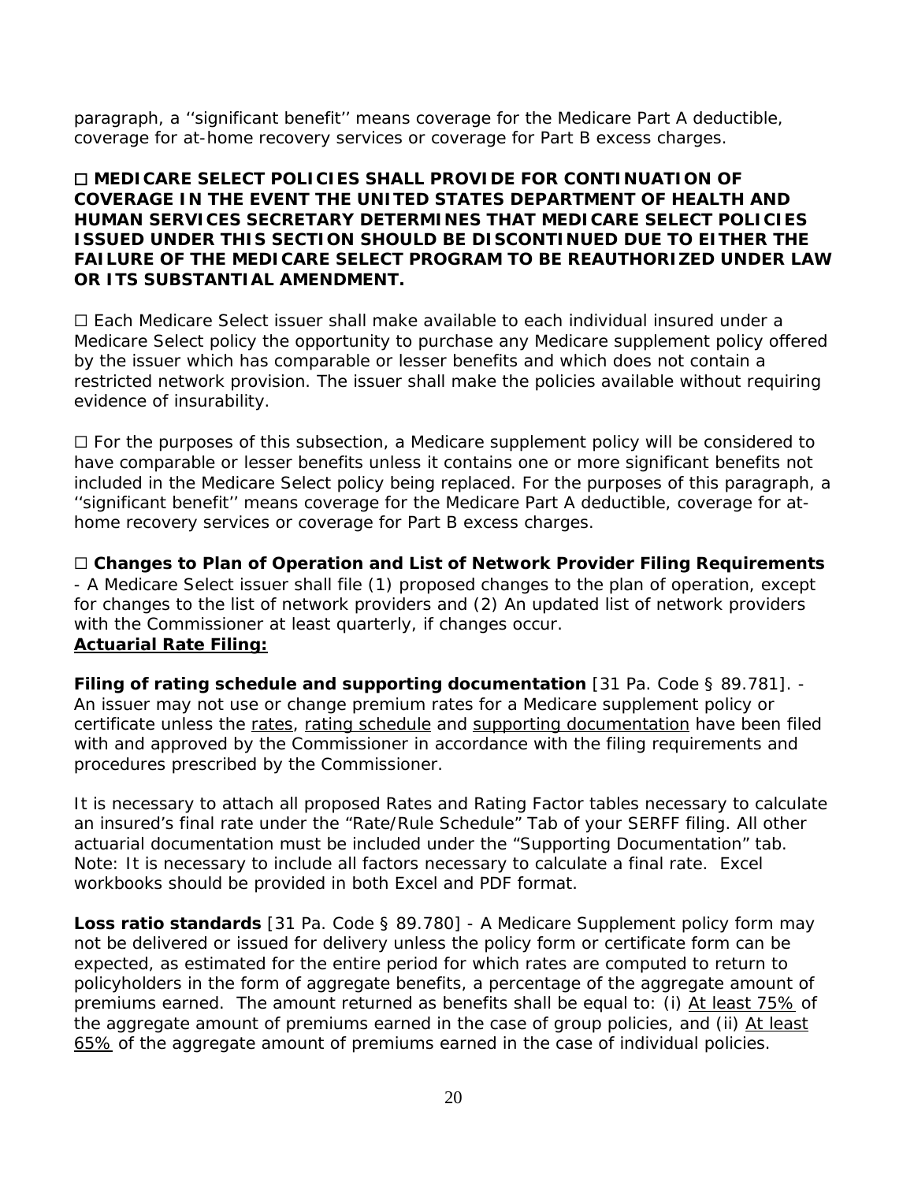paragraph, a ‘‘significant benefit’’ means coverage for the Medicare Part A deductible, coverage for at-home recovery services or coverage for Part B excess charges.

☐ **MEDICARE SELECT POLICIES SHALL PROVIDE FOR CONTINUATION OF COVERAGE IN THE EVENT THE UNITED STATES DEPARTMENT OF HEALTH AND HUMAN SERVICES SECRETARY DETERMINES THAT MEDICARE SELECT POLICIES ISSUED UNDER THIS SECTION SHOULD BE DISCONTINUED DUE TO EITHER THE FAILURE OF THE MEDICARE SELECT PROGRAM TO BE REAUTHORIZED UNDER LAW OR ITS SUBSTANTIAL AMENDMENT.**

☐ Each Medicare Select issuer shall make available to each individual insured under a Medicare Select policy the opportunity to purchase any Medicare supplement policy offered by the issuer which has comparable or lesser benefits and which does not contain a restricted network provision. The issuer shall make the policies available without requiring evidence of insurability.

☐ For the purposes of this subsection, a Medicare supplement policy will be considered to have comparable or lesser benefits unless it contains one or more significant benefits not included in the Medicare Select policy being replaced. For the purposes of this paragraph, a ‘‘significant benefit’’ means coverage for the Medicare Part A deductible, coverage for at-home recovery services or coverage for Part B excess charges.

☐ **Changes to Plan of Operation and List of Network Provider Filing Requirements** - A Medicare Select issuer shall file (1) proposed changes to the plan of operation, except for changes to the list of network providers and (2) An updated list of network providers with the Commissioner at least quarterly, if changes occur.

**<u>Actuarial Rate Filing:</u>**

**Filing of rating schedule and supporting documentation** [31 Pa. Code § 89.781]. - An issuer may not use or change premium rates for a Medicare supplement policy or certificate unless the <u>rates</u>, <u>rating schedule</u> and <u>supporting documentation</u> have been filed with and approved by the Commissioner in accordance with the filing requirements and procedures prescribed by the Commissioner.

It is necessary to attach all proposed Rates and Rating Factor tables necessary to calculate an insured's final rate under the "Rate/Rule Schedule" Tab of your SERFF filing. All other actuarial documentation must be included under the "Supporting Documentation" tab. Note: It is necessary to include all factors necessary to calculate a final rate. Excel workbooks should be provided in both Excel and PDF format.

**Loss ratio standards** [31 Pa. Code § 89.780] - A Medicare Supplement policy form may not be delivered or issued for delivery unless the policy form or certificate form can be expected, as estimated for the entire period for which rates are computed to return to policyholders in the form of aggregate benefits, a percentage of the aggregate amount of premiums earned. The amount returned as benefits shall be equal to: (i) <u>At least 75%</u> of the aggregate amount of premiums earned in the case of group policies, and (ii) <u>At least 65%</u> of the aggregate amount of premiums earned in the case of individual policies.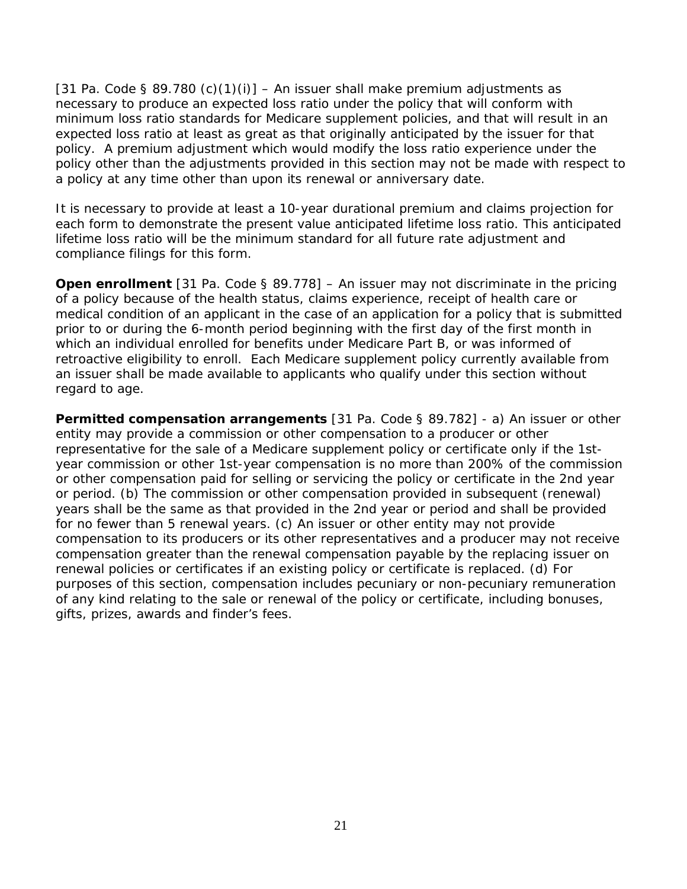[31 Pa. Code § 89.780 (c)(1)(i)] – An issuer shall make premium adjustments as necessary to produce an expected loss ratio under the policy that will conform with minimum loss ratio standards for Medicare supplement policies, and that will result in an expected loss ratio at least as great as that originally anticipated by the issuer for that policy. A premium adjustment which would modify the loss ratio experience under the policy other than the adjustments provided in this section may not be made with respect to a policy at any time other than upon its renewal or anniversary date.

It is necessary to provide at least a 10-year durational premium and claims projection for each form to demonstrate the present value anticipated lifetime loss ratio. This anticipated lifetime loss ratio will be the minimum standard for all future rate adjustment and compliance filings for this form.

**Open enrollment** [31 Pa. Code § 89.778] – An issuer may not discriminate in the pricing of a policy because of the health status, claims experience, receipt of health care or medical condition of an applicant in the case of an application for a policy that is submitted prior to or during the 6-month period beginning with the first day of the first month in which an individual enrolled for benefits under Medicare Part B, or was informed of retroactive eligibility to enroll. Each Medicare supplement policy currently available from an issuer shall be made available to applicants who qualify under this section without regard to age.

**Permitted compensation arrangements** [31 Pa. Code § 89.782] - a) An issuer or other entity may provide a commission or other compensation to a producer or other representative for the sale of a Medicare supplement policy or certificate only if the 1st-year commission or other 1st-year compensation is no more than 200% of the commission or other compensation paid for selling or servicing the policy or certificate in the 2nd year or period. (b) The commission or other compensation provided in subsequent (renewal) years shall be the same as that provided in the 2nd year or period and shall be provided for no fewer than 5 renewal years. (c) An issuer or other entity may not provide compensation to its producers or its other representatives and a producer may not receive compensation greater than the renewal compensation payable by the replacing issuer on renewal policies or certificates if an existing policy or certificate is replaced. (d) For purposes of this section, compensation includes pecuniary or non-pecuniary remuneration of any kind relating to the sale or renewal of the policy or certificate, including bonuses, gifts, prizes, awards and finder's fees.